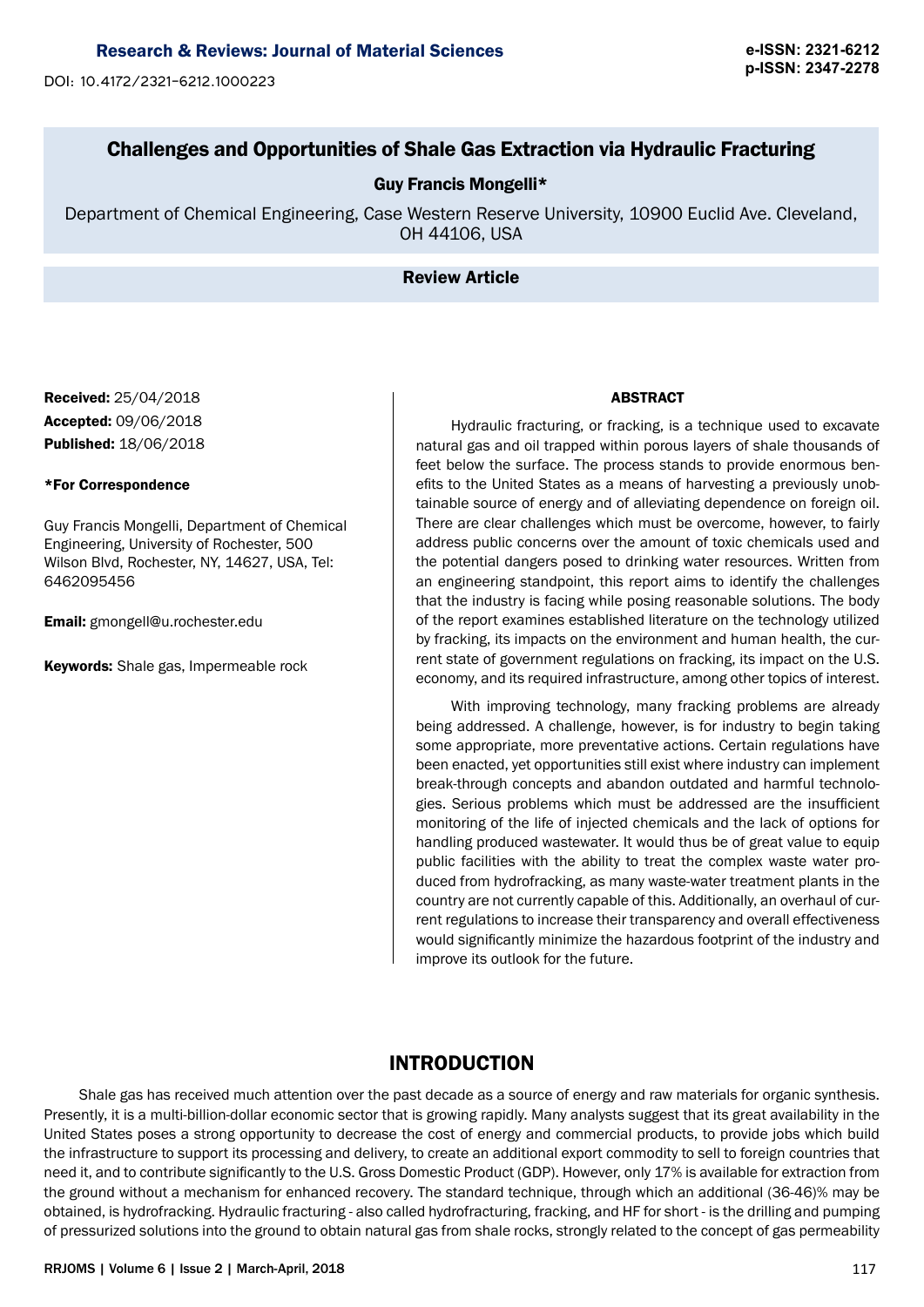DOI: 10.4172/2321-6212.1000223

# Challenges and Opportunities of Shale Gas Extraction via Hydraulic Fracturing

**Guy Francis Mongelli***

Department of Chemical Engineering, Case Western Reserve University, 10900 Euclid Ave. Cleveland, OH 44106, USA

**Review Article**

**Received:** 25/04/2018
**Accepted:** 09/06/2018
**Published:** 18/06/2018

***For Correspondence**

Guy Francis Mongelli, Department of Chemical Engineering, University of Rochester, 500 Wilson Blvd, Rochester, NY, 14627, USA, Tel: 6462095456

**Email:** gmongell@u.rochester.edu

**Keywords:** Shale gas, Impermeable rock

## ABSTRACT

Hydraulic fracturing, or fracking, is a technique used to excavate natural gas and oil trapped within porous layers of shale thousands of feet below the surface. The process stands to provide enormous benefits to the United States as a means of harvesting a previously unobtainable source of energy and of alleviating dependence on foreign oil. There are clear challenges which must be overcome, however, to fairly address public concerns over the amount of toxic chemicals used and the potential dangers posed to drinking water resources. Written from an engineering standpoint, this report aims to identify the challenges that the industry is facing while posing reasonable solutions. The body of the report examines established literature on the technology utilized by fracking, its impacts on the environment and human health, the current state of government regulations on fracking, its impact on the U.S. economy, and its required infrastructure, among other topics of interest.

With improving technology, many fracking problems are already being addressed. A challenge, however, is for industry to begin taking some appropriate, more preventative actions. Certain regulations have been enacted, yet opportunities still exist where industry can implement break-through concepts and abandon outdated and harmful technologies. Serious problems which must be addressed are the insufficient monitoring of the life of injected chemicals and the lack of options for handling produced wastewater. It would thus be of great value to equip public facilities with the ability to treat the complex waste water produced from hydrofracking, as many waste-water treatment plants in the country are not currently capable of this. Additionally, an overhaul of current regulations to increase their transparency and overall effectiveness would significantly minimize the hazardous footprint of the industry and improve its outlook for the future.

## INTRODUCTION

Shale gas has received much attention over the past decade as a source of energy and raw materials for organic synthesis. Presently, it is a multi-billion-dollar economic sector that is growing rapidly. Many analysts suggest that its great availability in the United States poses a strong opportunity to decrease the cost of energy and commercial products, to provide jobs which build the infrastructure to support its processing and delivery, to create an additional export commodity to sell to foreign countries that need it, and to contribute significantly to the U.S. Gross Domestic Product (GDP). However, only 17% is available for extraction from the ground without a mechanism for enhanced recovery. The standard technique, through which an additional (36-46)% may be obtained, is hydrofracking. Hydraulic fracturing - also called hydrofracturing, fracking, and HF for short - is the drilling and pumping of pressurized solutions into the ground to obtain natural gas from shale rocks, strongly related to the concept of gas permeability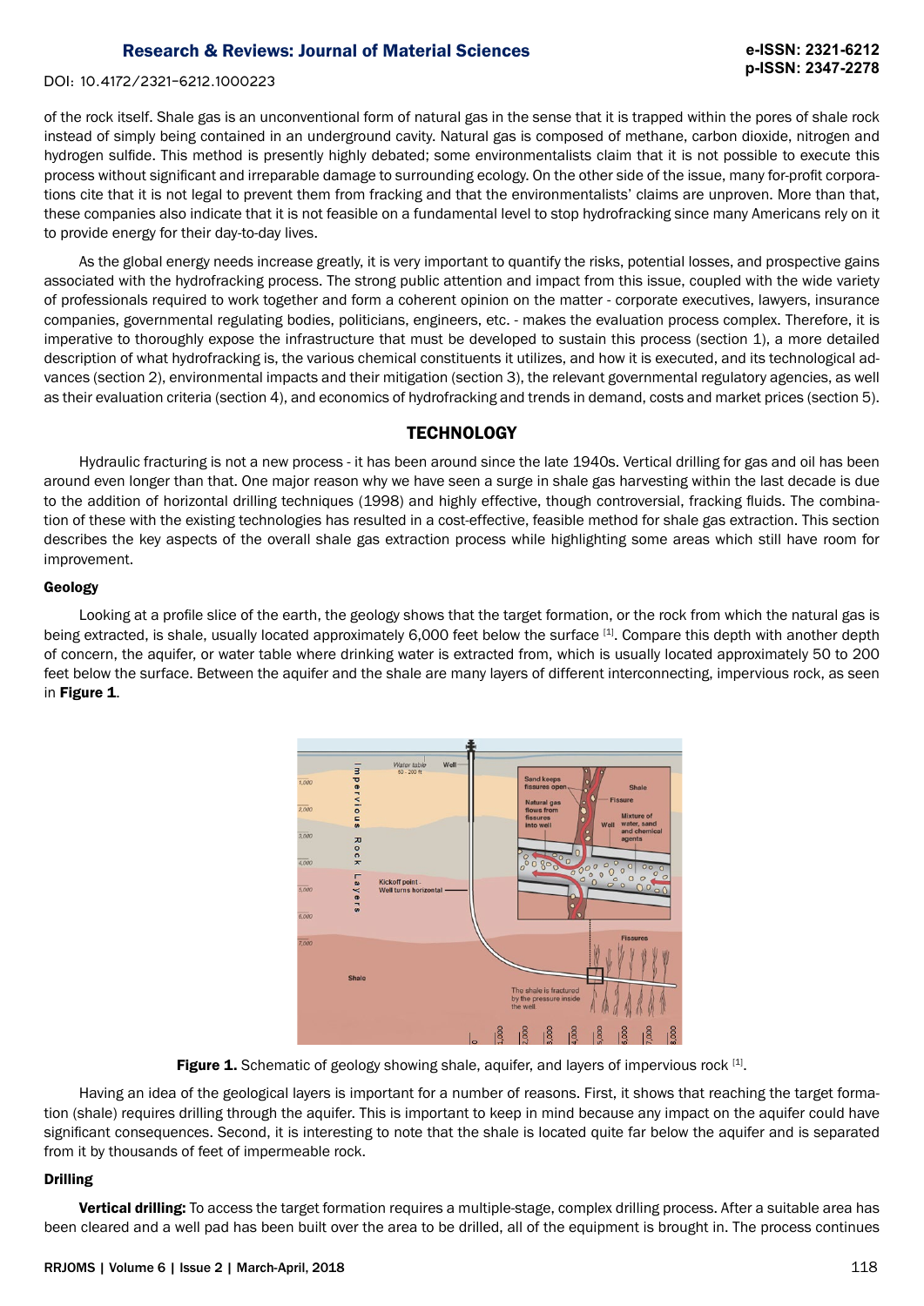of the rock itself. Shale gas is an unconventional form of natural gas in the sense that it is trapped within the pores of shale rock instead of simply being contained in an underground cavity. Natural gas is composed of methane, carbon dioxide, nitrogen and hydrogen sulfide. This method is presently highly debated; some environmentalists claim that it is not possible to execute this process without significant and irreparable damage to surrounding ecology. On the other side of the issue, many for-profit corporations cite that it is not legal to prevent them from fracking and that the environmentalists' claims are unproven. More than that, these companies also indicate that it is not feasible on a fundamental level to stop hydrofracking since many Americans rely on it to provide energy for their day-to-day lives.

As the global energy needs increase greatly, it is very important to quantify the risks, potential losses, and prospective gains associated with the hydrofracking process. The strong public attention and impact from this issue, coupled with the wide variety of professionals required to work together and form a coherent opinion on the matter - corporate executives, lawyers, insurance companies, governmental regulating bodies, politicians, engineers, etc. - makes the evaluation process complex. Therefore, it is imperative to thoroughly expose the infrastructure that must be developed to sustain this process (section 1), a more detailed description of what hydrofracking is, the various chemical constituents it utilizes, and how it is executed, and its technological advances (section 2), environmental impacts and their mitigation (section 3), the relevant governmental regulatory agencies, as well as their evaluation criteria (section 4), and economics of hydrofracking and trends in demand, costs and market prices (section 5).

## TECHNOLOGY

Hydraulic fracturing is not a new process - it has been around since the late 1940s. Vertical drilling for gas and oil has been around even longer than that. One major reason why we have seen a surge in shale gas harvesting within the last decade is due to the addition of horizontal drilling techniques (1998) and highly effective, though controversial, fracking fluids. The combination of these with the existing technologies has resulted in a cost-effective, feasible method for shale gas extraction. This section describes the key aspects of the overall shale gas extraction process while highlighting some areas which still have room for improvement.

### Geology

Looking at a profile slice of the earth, the geology shows that the target formation, or the rock from which the natural gas is being extracted, is shale, usually located approximately 6,000 feet below the surface [1]. Compare this depth with another depth of concern, the aquifer, or water table where drinking water is extracted from, which is usually located approximately 50 to 200 feet below the surface. Between the aquifer and the shale are many layers of different interconnecting, impervious rock, as seen in **Figure 1**.

**Figure 1.** Schematic of geology showing shale, aquifer, and layers of impervious rock [1].

Having an idea of the geological layers is important for a number of reasons. First, it shows that reaching the target formation (shale) requires drilling through the aquifer. This is important to keep in mind because any impact on the aquifer could have significant consequences. Second, it is interesting to note that the shale is located quite far below the aquifer and is separated from it by thousands of feet of impermeable rock.

### Drilling

**Vertical drilling:** To access the target formation requires a multiple-stage, complex drilling process. After a suitable area has been cleared and a well pad has been built over the area to be drilled, all of the equipment is brought in. The process continues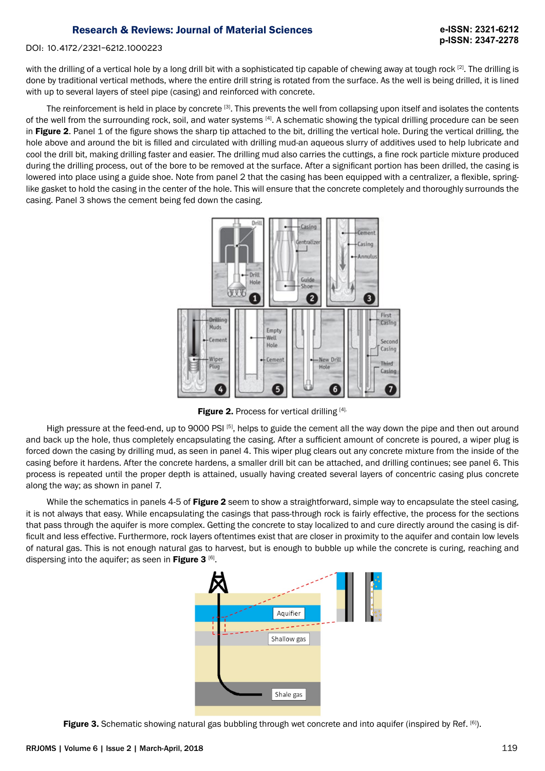with the drilling of a vertical hole by a long drill bit with a sophisticated tip capable of chewing away at tough rock [2]. The drilling is done by traditional vertical methods, where the entire drill string is rotated from the surface. As the well is being drilled, it is lined with up to several layers of steel pipe (casing) and reinforced with concrete.

The reinforcement is held in place by concrete [3]. This prevents the well from collapsing upon itself and isolates the contents of the well from the surrounding rock, soil, and water systems [4]. A schematic showing the typical drilling procedure can be seen in **Figure 2**. Panel 1 of the figure shows the sharp tip attached to the bit, drilling the vertical hole. During the vertical drilling, the hole above and around the bit is filled and circulated with drilling mud-an aqueous slurry of additives used to help lubricate and cool the drill bit, making drilling faster and easier. The drilling mud also carries the cuttings, a fine rock particle mixture produced during the drilling process, out of the bore to be removed at the surface. After a significant portion has been drilled, the casing is lowered into place using a guide shoe. Note from panel 2 that the casing has been equipped with a centralizer, a flexible, spring-like gasket to hold the casing in the center of the hole. This will ensure that the concrete completely and thoroughly surrounds the casing. Panel 3 shows the cement being fed down the casing.

**Figure 2.** Process for vertical drilling [4].

High pressure at the feed-end, up to 9000 PSI [5], helps to guide the cement all the way down the pipe and then out around and back up the hole, thus completely encapsulating the casing. After a sufficient amount of concrete is poured, a wiper plug is forced down the casing by drilling mud, as seen in panel 4. This wiper plug clears out any concrete mixture from the inside of the casing before it hardens. After the concrete hardens, a smaller drill bit can be attached, and drilling continues; see panel 6. This process is repeated until the proper depth is attained, usually having created several layers of concentric casing plus concrete along the way; as shown in panel 7.

While the schematics in panels 4-5 of **Figure 2** seem to show a straightforward, simple way to encapsulate the steel casing, it is not always that easy. While encapsulating the casings that pass-through rock is fairly effective, the process for the sections that pass through the aquifer is more complex. Getting the concrete to stay localized to and cure directly around the casing is difficult and less effective. Furthermore, rock layers oftentimes exist that are closer in proximity to the aquifer and contain low levels of natural gas. This is not enough natural gas to harvest, but is enough to bubble up while the concrete is curing, reaching and dispersing into the aquifer; as seen in **Figure 3** [6].

**Figure 3.** Schematic showing natural gas bubbling through wet concrete and into aquifer (inspired by Ref. [6]).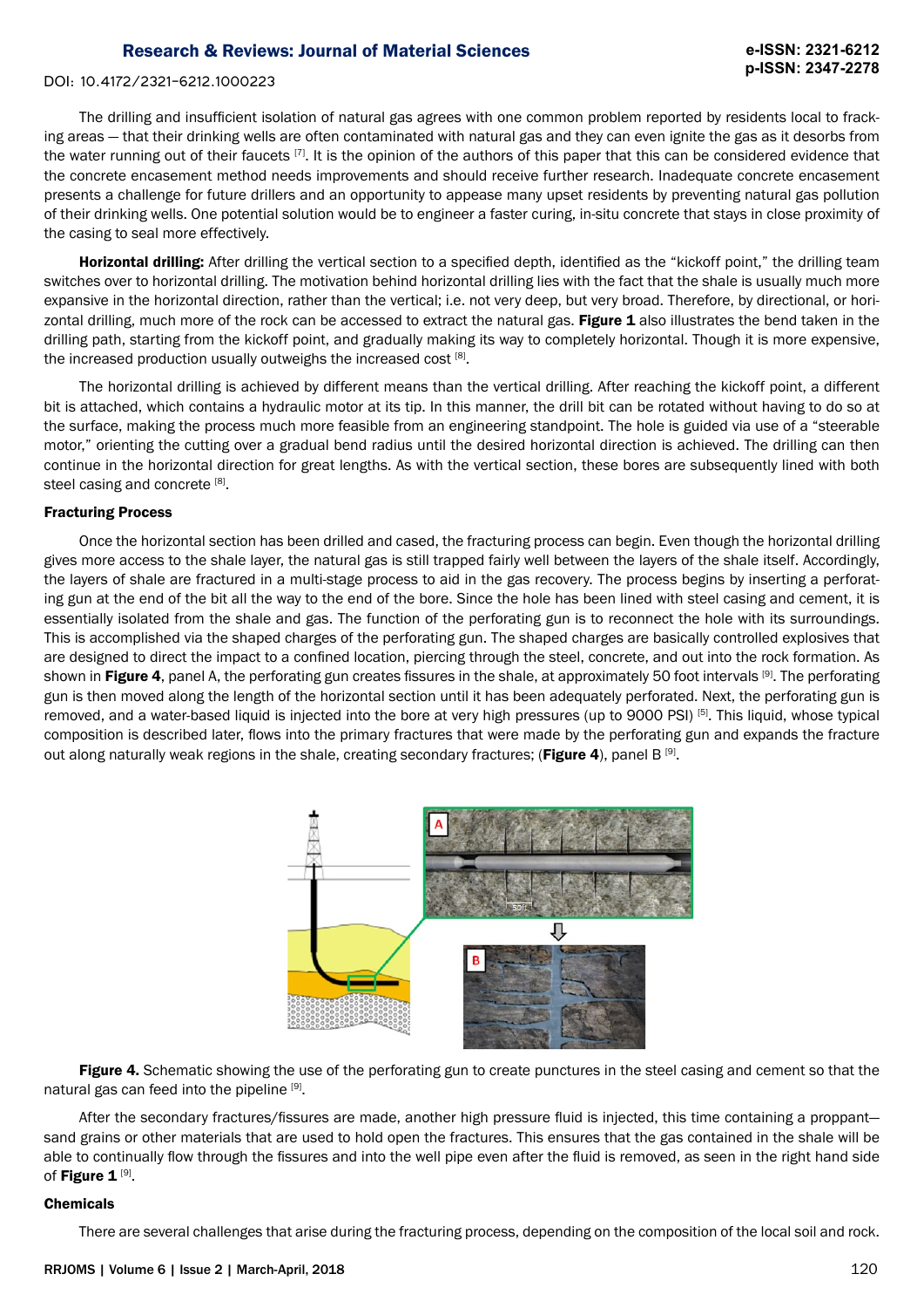The drilling and insufficient isolation of natural gas agrees with one common problem reported by residents local to fracking areas — that their drinking wells are often contaminated with natural gas and they can even ignite the gas as it desorbs from the water running out of their faucets [7]. It is the opinion of the authors of this paper that this can be considered evidence that the concrete encasement method needs improvements and should receive further research. Inadequate concrete encasement presents a challenge for future drillers and an opportunity to appease many upset residents by preventing natural gas pollution of their drinking wells. One potential solution would be to engineer a faster curing, in-situ concrete that stays in close proximity of the casing to seal more effectively.

**Horizontal drilling:** After drilling the vertical section to a specified depth, identified as the "kickoff point," the drilling team switches over to horizontal drilling. The motivation behind horizontal drilling lies with the fact that the shale is usually much more expansive in the horizontal direction, rather than the vertical; i.e. not very deep, but very broad. Therefore, by directional, or horizontal drilling, much more of the rock can be accessed to extract the natural gas. **Figure 1** also illustrates the bend taken in the drilling path, starting from the kickoff point, and gradually making its way to completely horizontal. Though it is more expensive, the increased production usually outweighs the increased cost [8].

The horizontal drilling is achieved by different means than the vertical drilling. After reaching the kickoff point, a different bit is attached, which contains a hydraulic motor at its tip. In this manner, the drill bit can be rotated without having to do so at the surface, making the process much more feasible from an engineering standpoint. The hole is guided via use of a "steerable motor," orienting the cutting over a gradual bend radius until the desired horizontal direction is achieved. The drilling can then continue in the horizontal direction for great lengths. As with the vertical section, these bores are subsequently lined with both steel casing and concrete [8].

### Fracturing Process

Once the horizontal section has been drilled and cased, the fracturing process can begin. Even though the horizontal drilling gives more access to the shale layer, the natural gas is still trapped fairly well between the layers of the shale itself. Accordingly, the layers of shale are fractured in a multi-stage process to aid in the gas recovery. The process begins by inserting a perforating gun at the end of the bit all the way to the end of the bore. Since the hole has been lined with steel casing and cement, it is essentially isolated from the shale and gas. The function of the perforating gun is to reconnect the hole with its surroundings. This is accomplished via the shaped charges of the perforating gun. The shaped charges are basically controlled explosives that are designed to direct the impact to a confined location, piercing through the steel, concrete, and out into the rock formation. As shown in **Figure 4**, panel A, the perforating gun creates fissures in the shale, at approximately 50 foot intervals [9]. The perforating gun is then moved along the length of the horizontal section until it has been adequately perforated. Next, the perforating gun is removed, and a water-based liquid is injected into the bore at very high pressures (up to 9000 PSI) [5]. This liquid, whose typical composition is described later, flows into the primary fractures that were made by the perforating gun and expands the fracture out along naturally weak regions in the shale, creating secondary fractures; (**Figure 4**), panel B [9].

**Figure 4.** Schematic showing the use of the perforating gun to create punctures in the steel casing and cement so that the natural gas can feed into the pipeline [9].

After the secondary fractures/fissures are made, another high pressure fluid is injected, this time containing a proppant—sand grains or other materials that are used to hold open the fractures. This ensures that the gas contained in the shale will be able to continually flow through the fissures and into the well pipe even after the fluid is removed, as seen in the right hand side of **Figure 1** [9].

### Chemicals

There are several challenges that arise during the fracturing process, depending on the composition of the local soil and rock.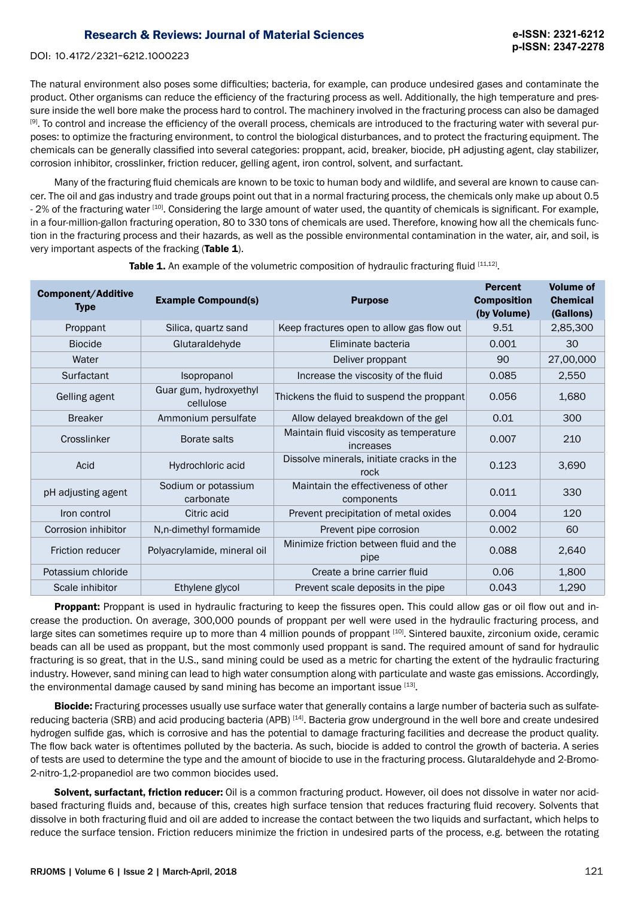The natural environment also poses some difficulties; bacteria, for example, can produce undesired gases and contaminate the product. Other organisms can reduce the efficiency of the fracturing process as well. Additionally, the high temperature and pressure inside the well bore make the process hard to control. The machinery involved in the fracturing process can also be damaged [9]. To control and increase the efficiency of the overall process, chemicals are introduced to the fracturing water with several purposes: to optimize the fracturing environment, to control the biological disturbances, and to protect the fracturing equipment. The chemicals can be generally classified into several categories: proppant, acid, breaker, biocide, pH adjusting agent, clay stabilizer, corrosion inhibitor, crosslinker, friction reducer, gelling agent, iron control, solvent, and surfactant.

Many of the fracturing fluid chemicals are known to be toxic to human body and wildlife, and several are known to cause cancer. The oil and gas industry and trade groups point out that in a normal fracturing process, the chemicals only make up about 0.5 - 2% of the fracturing water [10]. Considering the large amount of water used, the quantity of chemicals is significant. For example, in a four-million-gallon fracturing operation, 80 to 330 tons of chemicals are used. Therefore, knowing how all the chemicals function in the fracturing process and their hazards, as well as the possible environmental contamination in the water, air, and soil, is very important aspects of the fracking (**Table 1**).

**Table 1.** An example of the volumetric composition of hydraulic fracturing fluid [11,12].

| Component/Additive Type | Example Compound(s) | Purpose | Percent Composition (by Volume) | Volume of Chemical (Gallons) |
|---|---|---|---|---|
| Proppant | Silica, quartz sand | Keep fractures open to allow gas flow out | 9.51 | 2,85,300 |
| Biocide | Glutaraldehyde | Eliminate bacteria | 0.001 | 30 |
| Water | | Deliver proppant | 90 | 27,00,000 |
| Surfactant | Isopropanol | Increase the viscosity of the fluid | 0.085 | 2,550 |
| Gelling agent | Guar gum, hydroxyethyl cellulose | Thickens the fluid to suspend the proppant | 0.056 | 1,680 |
| Breaker | Ammonium persulfate | Allow delayed breakdown of the gel | 0.01 | 300 |
| Crosslinker | Borate salts | Maintain fluid viscosity as temperature increases | 0.007 | 210 |
| Acid | Hydrochloric acid | Dissolve minerals, initiate cracks in the rock | 0.123 | 3,690 |
| pH adjusting agent | Sodium or potassium carbonate | Maintain the effectiveness of other components | 0.011 | 330 |
| Iron control | Citric acid | Prevent precipitation of metal oxides | 0.004 | 120 |
| Corrosion inhibitor | N,n-dimethyl formamide | Prevent pipe corrosion | 0.002 | 60 |
| Friction reducer | Polyacrylamide, mineral oil | Minimize friction between fluid and the pipe | 0.088 | 2,640 |
| Potassium chloride | | Create a brine carrier fluid | 0.06 | 1,800 |
| Scale inhibitor | Ethylene glycol | Prevent scale deposits in the pipe | 0.043 | 1,290 |

**Proppant:** Proppant is used in hydraulic fracturing to keep the fissures open. This could allow gas or oil flow out and increase the production. On average, 300,000 pounds of proppant per well were used in the hydraulic fracturing process, and large sites can sometimes require up to more than 4 million pounds of proppant [10]. Sintered bauxite, zirconium oxide, ceramic beads can all be used as proppant, but the most commonly used proppant is sand. The required amount of sand for hydraulic fracturing is so great, that in the U.S., sand mining could be used as a metric for charting the extent of the hydraulic fracturing industry. However, sand mining can lead to high water consumption along with particulate and waste gas emissions. Accordingly, the environmental damage caused by sand mining has become an important issue [13].

**Biocide:** Fracturing processes usually use surface water that generally contains a large number of bacteria such as sulfate-reducing bacteria (SRB) and acid producing bacteria (APB) [14]. Bacteria grow underground in the well bore and create undesired hydrogen sulfide gas, which is corrosive and has the potential to damage fracturing facilities and decrease the product quality. The flow back water is oftentimes polluted by the bacteria. As such, biocide is added to control the growth of bacteria. A series of tests are used to determine the type and the amount of biocide to use in the fracturing process. Glutaraldehyde and 2-Bromo-2-nitro-1,2-propanediol are two common biocides used.

**Solvent, surfactant, friction reducer:** Oil is a common fracturing product. However, oil does not dissolve in water nor acid-based fracturing fluids and, because of this, creates high surface tension that reduces fracturing fluid recovery. Solvents that dissolve in both fracturing fluid and oil are added to increase the contact between the two liquids and surfactant, which helps to reduce the surface tension. Friction reducers minimize the friction in undesired parts of the process, e.g. between the rotating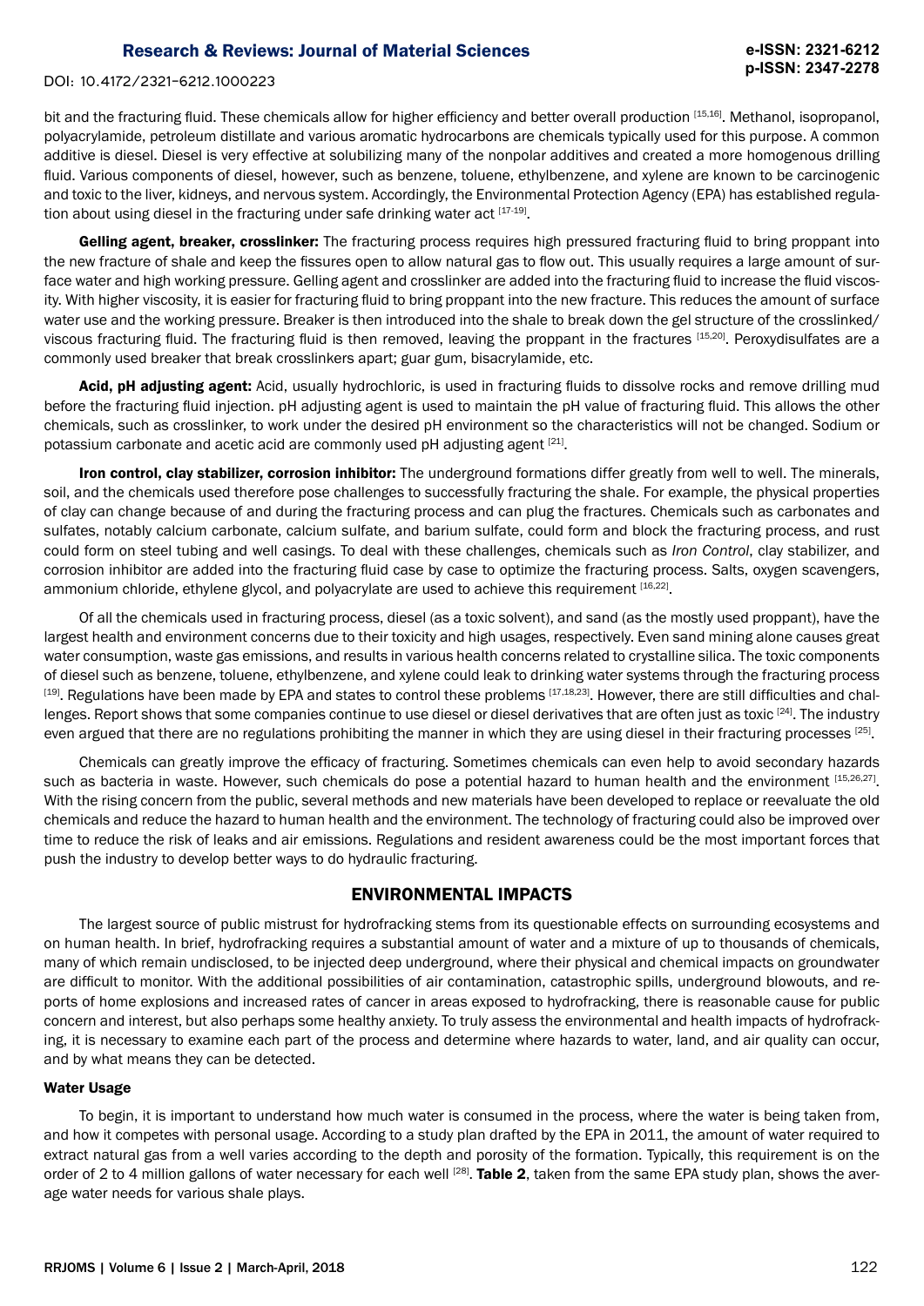bit and the fracturing fluid. These chemicals allow for higher efficiency and better overall production [15,16]. Methanol, isopropanol, polyacrylamide, petroleum distillate and various aromatic hydrocarbons are chemicals typically used for this purpose. A common additive is diesel. Diesel is very effective at solubilizing many of the nonpolar additives and created a more homogenous drilling fluid. Various components of diesel, however, such as benzene, toluene, ethylbenzene, and xylene are known to be carcinogenic and toxic to the liver, kidneys, and nervous system. Accordingly, the Environmental Protection Agency (EPA) has established regulation about using diesel in the fracturing under safe drinking water act [17-19].

**Gelling agent, breaker, crosslinker:** The fracturing process requires high pressured fracturing fluid to bring proppant into the new fracture of shale and keep the fissures open to allow natural gas to flow out. This usually requires a large amount of surface water and high working pressure. Gelling agent and crosslinker are added into the fracturing fluid to increase the fluid viscosity. With higher viscosity, it is easier for fracturing fluid to bring proppant into the new fracture. This reduces the amount of surface water use and the working pressure. Breaker is then introduced into the shale to break down the gel structure of the crosslinked/viscous fracturing fluid. The fracturing fluid is then removed, leaving the proppant in the fractures [15,20]. Peroxydisulfates are a commonly used breaker that break crosslinkers apart; guar gum, bisacrylamide, etc.

**Acid, pH adjusting agent:** Acid, usually hydrochloric, is used in fracturing fluids to dissolve rocks and remove drilling mud before the fracturing fluid injection. pH adjusting agent is used to maintain the pH value of fracturing fluid. This allows the other chemicals, such as crosslinker, to work under the desired pH environment so the characteristics will not be changed. Sodium or potassium carbonate and acetic acid are commonly used pH adjusting agent [21].

**Iron control, clay stabilizer, corrosion inhibitor:** The underground formations differ greatly from well to well. The minerals, soil, and the chemicals used therefore pose challenges to successfully fracturing the shale. For example, the physical properties of clay can change because of and during the fracturing process and can plug the fractures. Chemicals such as carbonates and sulfates, notably calcium carbonate, calcium sulfate, and barium sulfate, could form and block the fracturing process, and rust could form on steel tubing and well casings. To deal with these challenges, chemicals such as *Iron Control*, clay stabilizer, and corrosion inhibitor are added into the fracturing fluid case by case to optimize the fracturing process. Salts, oxygen scavengers, ammonium chloride, ethylene glycol, and polyacrylate are used to achieve this requirement [16,22].

Of all the chemicals used in fracturing process, diesel (as a toxic solvent), and sand (as the mostly used proppant), have the largest health and environment concerns due to their toxicity and high usages, respectively. Even sand mining alone causes great water consumption, waste gas emissions, and results in various health concerns related to crystalline silica. The toxic components of diesel such as benzene, toluene, ethylbenzene, and xylene could leak to drinking water systems through the fracturing process [19]. Regulations have been made by EPA and states to control these problems [17,18,23]. However, there are still difficulties and challenges. Report shows that some companies continue to use diesel or diesel derivatives that are often just as toxic [24]. The industry even argued that there are no regulations prohibiting the manner in which they are using diesel in their fracturing processes [25].

Chemicals can greatly improve the efficacy of fracturing. Sometimes chemicals can even help to avoid secondary hazards such as bacteria in waste. However, such chemicals do pose a potential hazard to human health and the environment [15,26,27]. With the rising concern from the public, several methods and new materials have been developed to replace or reevaluate the old chemicals and reduce the hazard to human health and the environment. The technology of fracturing could also be improved over time to reduce the risk of leaks and air emissions. Regulations and resident awareness could be the most important forces that push the industry to develop better ways to do hydraulic fracturing.

## ENVIRONMENTAL IMPACTS

The largest source of public mistrust for hydrofracking stems from its questionable effects on surrounding ecosystems and on human health. In brief, hydrofracking requires a substantial amount of water and a mixture of up to thousands of chemicals, many of which remain undisclosed, to be injected deep underground, where their physical and chemical impacts on groundwater are difficult to monitor. With the additional possibilities of air contamination, catastrophic spills, underground blowouts, and reports of home explosions and increased rates of cancer in areas exposed to hydrofracking, there is reasonable cause for public concern and interest, but also perhaps some healthy anxiety. To truly assess the environmental and health impacts of hydrofracking, it is necessary to examine each part of the process and determine where hazards to water, land, and air quality can occur, and by what means they can be detected.

### Water Usage

To begin, it is important to understand how much water is consumed in the process, where the water is being taken from, and how it competes with personal usage. According to a study plan drafted by the EPA in 2011, the amount of water required to extract natural gas from a well varies according to the depth and porosity of the formation. Typically, this requirement is on the order of 2 to 4 million gallons of water necessary for each well [28]. **Table 2**, taken from the same EPA study plan, shows the average water needs for various shale plays.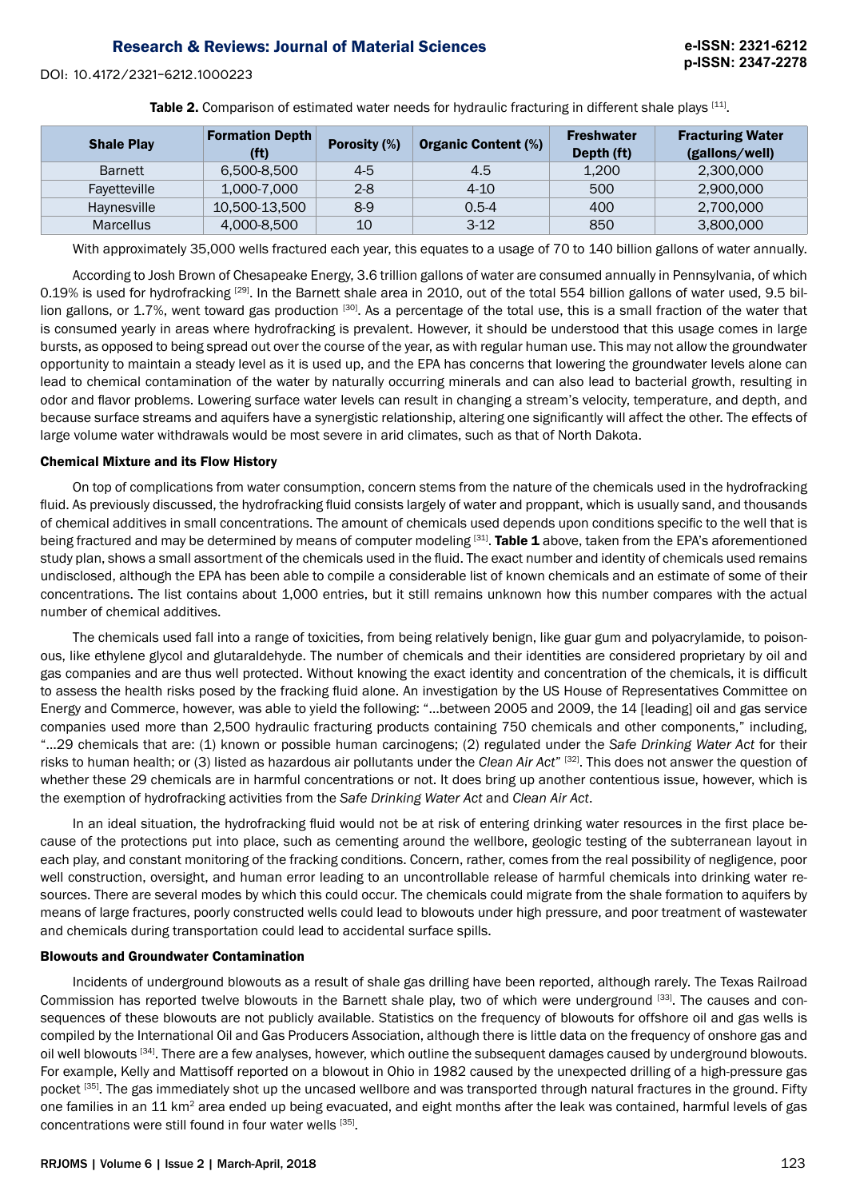**Table 2.** Comparison of estimated water needs for hydraulic fracturing in different shale plays [11].

| Shale Play | Formation Depth (ft) | Porosity (%) | Organic Content (%) | Freshwater Depth (ft) | Fracturing Water (gallons/well) |
|---|---|---|---|---|---|
| Barnett | 6,500-8,500 | 4-5 | 4.5 | 1,200 | 2,300,000 |
| Fayetteville | 1,000-7,000 | 2-8 | 4-10 | 500 | 2,900,000 |
| Haynesville | 10,500-13,500 | 8-9 | 0.5-4 | 400 | 2,700,000 |
| Marcellus | 4,000-8,500 | 10 | 3-12 | 850 | 3,800,000 |

With approximately 35,000 wells fractured each year, this equates to a usage of 70 to 140 billion gallons of water annually.

According to Josh Brown of Chesapeake Energy, 3.6 trillion gallons of water are consumed annually in Pennsylvania, of which 0.19% is used for hydrofracking [29]. In the Barnett shale area in 2010, out of the total 554 billion gallons of water used, 9.5 billion gallons, or 1.7%, went toward gas production [30]. As a percentage of the total use, this is a small fraction of the water that is consumed yearly in areas where hydrofracking is prevalent. However, it should be understood that this usage comes in large bursts, as opposed to being spread out over the course of the year, as with regular human use. This may not allow the groundwater opportunity to maintain a steady level as it is used up, and the EPA has concerns that lowering the groundwater levels alone can lead to chemical contamination of the water by naturally occurring minerals and can also lead to bacterial growth, resulting in odor and flavor problems. Lowering surface water levels can result in changing a stream's velocity, temperature, and depth, and because surface streams and aquifers have a synergistic relationship, altering one significantly will affect the other. The effects of large volume water withdrawals would be most severe in arid climates, such as that of North Dakota.

### Chemical Mixture and its Flow History

On top of complications from water consumption, concern stems from the nature of the chemicals used in the hydrofracking fluid. As previously discussed, the hydrofracking fluid consists largely of water and proppant, which is usually sand, and thousands of chemical additives in small concentrations. The amount of chemicals used depends upon conditions specific to the well that is being fractured and may be determined by means of computer modeling [31]. **Table 1** above, taken from the EPA's aforementioned study plan, shows a small assortment of the chemicals used in the fluid. The exact number and identity of chemicals used remains undisclosed, although the EPA has been able to compile a considerable list of known chemicals and an estimate of some of their concentrations. The list contains about 1,000 entries, but it still remains unknown how this number compares with the actual number of chemical additives.

The chemicals used fall into a range of toxicities, from being relatively benign, like guar gum and polyacrylamide, to poisonous, like ethylene glycol and glutaraldehyde. The number of chemicals and their identities are considered proprietary by oil and gas companies and are thus well protected. Without knowing the exact identity and concentration of the chemicals, it is difficult to assess the health risks posed by the fracking fluid alone. An investigation by the US House of Representatives Committee on Energy and Commerce, however, was able to yield the following: "...between 2005 and 2009, the 14 [leading] oil and gas service companies used more than 2,500 hydraulic fracturing products containing 750 chemicals and other components," including, "...29 chemicals that are: (1) known or possible human carcinogens; (2) regulated under the *Safe Drinking Water Act* for their risks to human health; or (3) listed as hazardous air pollutants under the *Clean Air Act*" [32]. This does not answer the question of whether these 29 chemicals are in harmful concentrations or not. It does bring up another contentious issue, however, which is the exemption of hydrofracking activities from the *Safe Drinking Water Act* and *Clean Air Act*.

In an ideal situation, the hydrofracking fluid would not be at risk of entering drinking water resources in the first place because of the protections put into place, such as cementing around the wellbore, geologic testing of the subterranean layout in each play, and constant monitoring of the fracking conditions. Concern, rather, comes from the real possibility of negligence, poor well construction, oversight, and human error leading to an uncontrollable release of harmful chemicals into drinking water resources. There are several modes by which this could occur. The chemicals could migrate from the shale formation to aquifers by means of large fractures, poorly constructed wells could lead to blowouts under high pressure, and poor treatment of wastewater and chemicals during transportation could lead to accidental surface spills.

### Blowouts and Groundwater Contamination

Incidents of underground blowouts as a result of shale gas drilling have been reported, although rarely. The Texas Railroad Commission has reported twelve blowouts in the Barnett shale play, two of which were underground [33]. The causes and consequences of these blowouts are not publicly available. Statistics on the frequency of blowouts for offshore oil and gas wells is compiled by the International Oil and Gas Producers Association, although there is little data on the frequency of onshore gas and oil well blowouts [34]. There are a few analyses, however, which outline the subsequent damages caused by underground blowouts. For example, Kelly and Mattisoff reported on a blowout in Ohio in 1982 caused by the unexpected drilling of a high-pressure gas pocket [35]. The gas immediately shot up the uncased wellbore and was transported through natural fractures in the ground. Fifty one families in an 11 $km^2$ area ended up being evacuated, and eight months after the leak was contained, harmful levels of gas concentrations were still found in four water wells [35].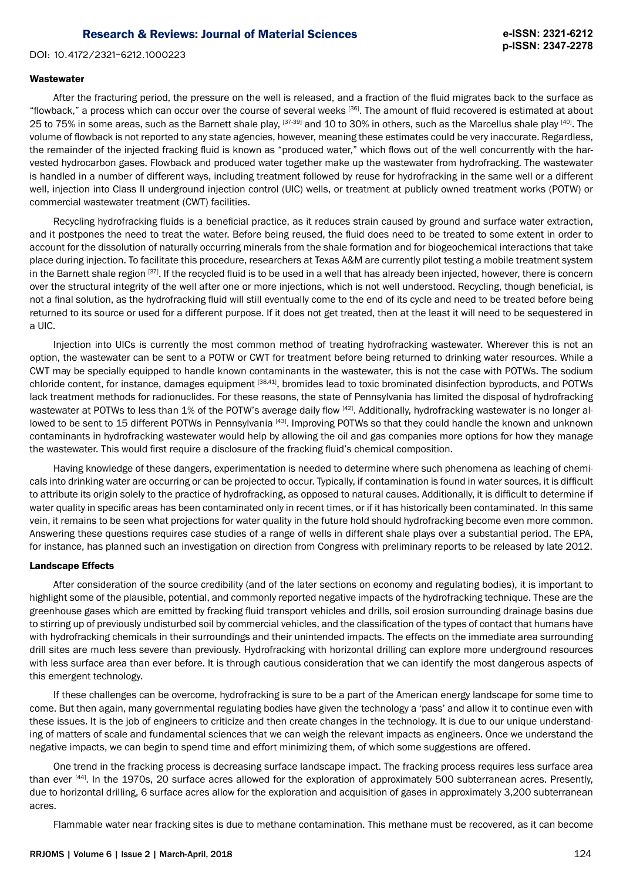#### Wastewater

After the fracturing period, the pressure on the well is released, and a fraction of the fluid migrates back to the surface as "flowback," a process which can occur over the course of several weeks [36]. The amount of fluid recovered is estimated at about 25 to 75% in some areas, such as the Barnett shale play, [37-39] and 10 to 30% in others, such as the Marcellus shale play [40]. The volume of flowback is not reported to any state agencies, however, meaning these estimates could be very inaccurate. Regardless, the remainder of the injected fracking fluid is known as "produced water," which flows out of the well concurrently with the harvested hydrocarbon gases. Flowback and produced water together make up the wastewater from hydrofracking. The wastewater is handled in a number of different ways, including treatment followed by reuse for hydrofracking in the same well or a different well, injection into Class II underground injection control (UIC) wells, or treatment at publicly owned treatment works (POTW) or commercial wastewater treatment (CWT) facilities.

Recycling hydrofracking fluids is a beneficial practice, as it reduces strain caused by ground and surface water extraction, and it postpones the need to treat the water. Before being reused, the fluid does need to be treated to some extent in order to account for the dissolution of naturally occurring minerals from the shale formation and for biogeochemical interactions that take place during injection. To facilitate this procedure, researchers at Texas A&M are currently pilot testing a mobile treatment system in the Barnett shale region [37]. If the recycled fluid is to be used in a well that has already been injected, however, there is concern over the structural integrity of the well after one or more injections, which is not well understood. Recycling, though beneficial, is not a final solution, as the hydrofracking fluid will still eventually come to the end of its cycle and need to be treated before being returned to its source or used for a different purpose. If it does not get treated, then at the least it will need to be sequestered in a UIC.

Injection into UICs is currently the most common method of treating hydrofracking wastewater. Wherever this is not an option, the wastewater can be sent to a POTW or CWT for treatment before being returned to drinking water resources. While a CWT may be specially equipped to handle known contaminants in the wastewater, this is not the case with POTWs. The sodium chloride content, for instance, damages equipment [38,41], bromides lead to toxic brominated disinfection byproducts, and POTWs lack treatment methods for radionuclides. For these reasons, the state of Pennsylvania has limited the disposal of hydrofracking wastewater at POTWs to less than 1% of the POTW's average daily flow [42]. Additionally, hydrofracking wastewater is no longer allowed to be sent to 15 different POTWs in Pennsylvania [43]. Improving POTWs so that they could handle the known and unknown contaminants in hydrofracking wastewater would help by allowing the oil and gas companies more options for how they manage the wastewater. This would first require a disclosure of the fracking fluid's chemical composition.

Having knowledge of these dangers, experimentation is needed to determine where such phenomena as leaching of chemicals into drinking water are occurring or can be projected to occur. Typically, if contamination is found in water sources, it is difficult to attribute its origin solely to the practice of hydrofracking, as opposed to natural causes. Additionally, it is difficult to determine if water quality in specific areas has been contaminated only in recent times, or if it has historically been contaminated. In this same vein, it remains to be seen what projections for water quality in the future hold should hydrofracking become even more common. Answering these questions requires case studies of a range of wells in different shale plays over a substantial period. The EPA, for instance, has planned such an investigation on direction from Congress with preliminary reports to be released by late 2012.

#### Landscape Effects

After consideration of the source credibility (and of the later sections on economy and regulating bodies), it is important to highlight some of the plausible, potential, and commonly reported negative impacts of the hydrofracking technique. These are the greenhouse gases which are emitted by fracking fluid transport vehicles and drills, soil erosion surrounding drainage basins due to stirring up of previously undisturbed soil by commercial vehicles, and the classification of the types of contact that humans have with hydrofracking chemicals in their surroundings and their unintended impacts. The effects on the immediate area surrounding drill sites are much less severe than previously. Hydrofracking with horizontal drilling can explore more underground resources with less surface area than ever before. It is through cautious consideration that we can identify the most dangerous aspects of this emergent technology.

If these challenges can be overcome, hydrofracking is sure to be a part of the American energy landscape for some time to come. But then again, many governmental regulating bodies have given the technology a 'pass' and allow it to continue even with these issues. It is the job of engineers to criticize and then create changes in the technology. It is due to our unique understanding of matters of scale and fundamental sciences that we can weigh the relevant impacts as engineers. Once we understand the negative impacts, we can begin to spend time and effort minimizing them, of which some suggestions are offered.

One trend in the fracking process is decreasing surface landscape impact. The fracking process requires less surface area than ever [44]. In the 1970s, 20 surface acres allowed for the exploration of approximately 500 subterranean acres. Presently, due to horizontal drilling, 6 surface acres allow for the exploration and acquisition of gases in approximately 3,200 subterranean acres.

Flammable water near fracking sites is due to methane contamination. This methane must be recovered, as it can become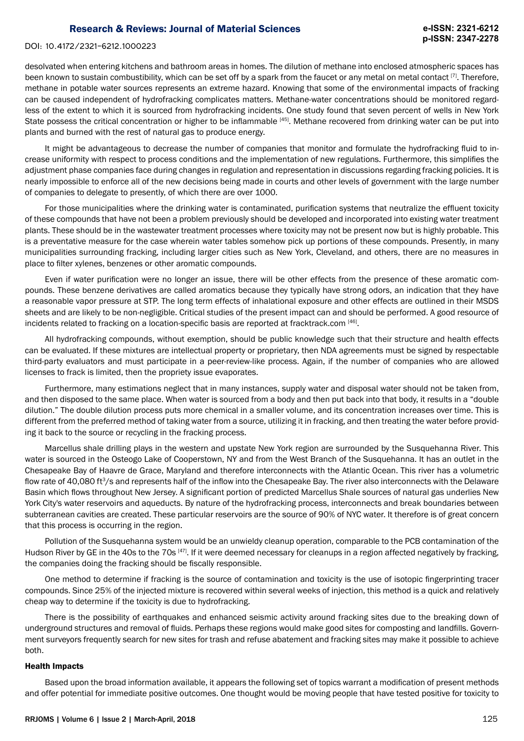desolvated when entering kitchens and bathroom areas in homes. The dilution of methane into enclosed atmospheric spaces has been known to sustain combustibility, which can be set off by a spark from the faucet or any metal on metal contact [7]. Therefore, methane in potable water sources represents an extreme hazard. Knowing that some of the environmental impacts of fracking can be caused independent of hydrofracking complicates matters. Methane-water concentrations should be monitored regardless of the extent to which it is sourced from hydrofracking incidents. One study found that seven percent of wells in New York State possess the critical concentration or higher to be inflammable [45]. Methane recovered from drinking water can be put into plants and burned with the rest of natural gas to produce energy.

It might be advantageous to decrease the number of companies that monitor and formulate the hydrofracking fluid to increase uniformity with respect to process conditions and the implementation of new regulations. Furthermore, this simplifies the adjustment phase companies face during changes in regulation and representation in discussions regarding fracking policies. It is nearly impossible to enforce all of the new decisions being made in courts and other levels of government with the large number of companies to delegate to presently, of which there are over 1000.

For those municipalities where the drinking water is contaminated, purification systems that neutralize the effluent toxicity of these compounds that have not been a problem previously should be developed and incorporated into existing water treatment plants. These should be in the wastewater treatment processes where toxicity may not be present now but is highly probable. This is a preventative measure for the case wherein water tables somehow pick up portions of these compounds. Presently, in many municipalities surrounding fracking, including larger cities such as New York, Cleveland, and others, there are no measures in place to filter xylenes, benzenes or other aromatic compounds.

Even if water purification were no longer an issue, there will be other effects from the presence of these aromatic compounds. These benzene derivatives are called aromatics because they typically have strong odors, an indication that they have a reasonable vapor pressure at STP. The long term effects of inhalational exposure and other effects are outlined in their MSDS sheets and are likely to be non-negligible. Critical studies of the present impact can and should be performed. A good resource of incidents related to fracking on a location-specific basis are reported at fracktrack.com [46].

All hydrofracking compounds, without exemption, should be public knowledge such that their structure and health effects can be evaluated. If these mixtures are intellectual property or proprietary, then NDA agreements must be signed by respectable third-party evaluators and must participate in a peer-review-like process. Again, if the number of companies who are allowed licenses to frack is limited, then the propriety issue evaporates.

Furthermore, many estimations neglect that in many instances, supply water and disposal water should not be taken from, and then disposed to the same place. When water is sourced from a body and then put back into that body, it results in a "double dilution." The double dilution process puts more chemical in a smaller volume, and its concentration increases over time. This is different from the preferred method of taking water from a source, utilizing it in fracking, and then treating the water before providing it back to the source or recycling in the fracking process.

Marcellus shale drilling plays in the western and upstate New York region are surrounded by the Susquehanna River. This water is sourced in the Osteogo Lake of Cooperstown, NY and from the West Branch of the Susquehanna. It has an outlet in the Chesapeake Bay of Haavre de Grace, Maryland and therefore interconnects with the Atlantic Ocean. This river has a volumetric flow rate of 40,080 $ft^3/s$ and represents half of the inflow into the Chesapeake Bay. The river also interconnects with the Delaware Basin which flows throughout New Jersey. A significant portion of predicted Marcellus Shale sources of natural gas underlies New York City's water reservoirs and aqueducts. By nature of the hydrofracking process, interconnects and break boundaries between subterranean cavities are created. These particular reservoirs are the source of 90% of NYC water. It therefore is of great concern that this process is occurring in the region.

Pollution of the Susquehanna system would be an unwieldy cleanup operation, comparable to the PCB contamination of the Hudson River by GE in the 40s to the 70s [47]. If it were deemed necessary for cleanups in a region affected negatively by fracking, the companies doing the fracking should be fiscally responsible.

One method to determine if fracking is the source of contamination and toxicity is the use of isotopic fingerprinting tracer compounds. Since 25% of the injected mixture is recovered within several weeks of injection, this method is a quick and relatively cheap way to determine if the toxicity is due to hydrofracking.

There is the possibility of earthquakes and enhanced seismic activity around fracking sites due to the breaking down of underground structures and removal of fluids. Perhaps these regions would make good sites for composting and landfills. Government surveyors frequently search for new sites for trash and refuse abatement and fracking sites may make it possible to achieve both.

**Health Impacts**

Based upon the broad information available, it appears the following set of topics warrant a modification of present methods and offer potential for immediate positive outcomes. One thought would be moving people that have tested positive for toxicity to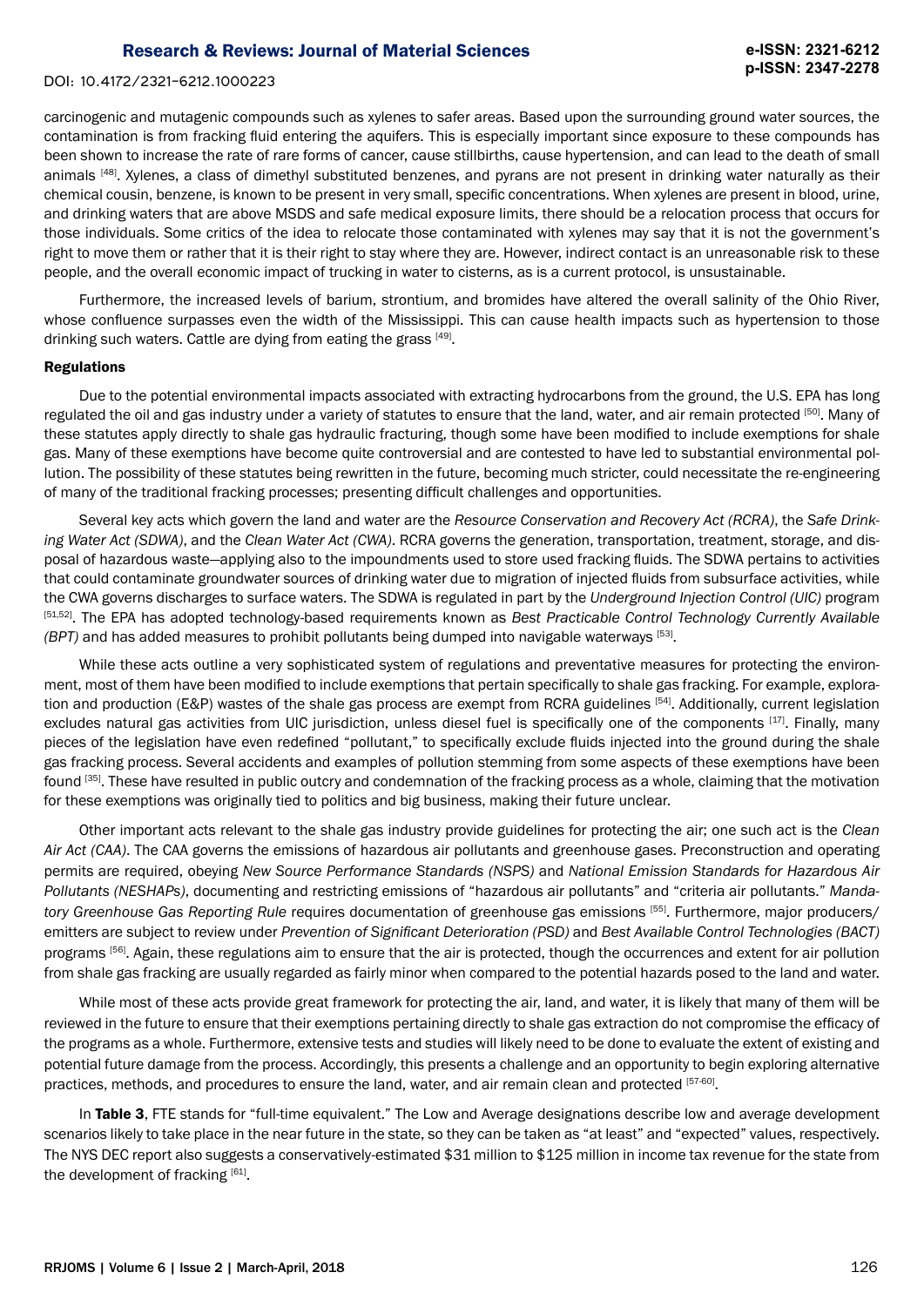carcinogenic and mutagenic compounds such as xylenes to safer areas. Based upon the surrounding ground water sources, the contamination is from fracking fluid entering the aquifers. This is especially important since exposure to these compounds has been shown to increase the rate of rare forms of cancer, cause stillbirths, cause hypertension, and can lead to the death of small animals [48]. Xylenes, a class of dimethyl substituted benzenes, and pyrans are not present in drinking water naturally as their chemical cousin, benzene, is known to be present in very small, specific concentrations. When xylenes are present in blood, urine, and drinking waters that are above MSDS and safe medical exposure limits, there should be a relocation process that occurs for those individuals. Some critics of the idea to relocate those contaminated with xylenes may say that it is not the government's right to move them or rather that it is their right to stay where they are. However, indirect contact is an unreasonable risk to these people, and the overall economic impact of trucking in water to cisterns, as is a current protocol, is unsustainable.

Furthermore, the increased levels of barium, strontium, and bromides have altered the overall salinity of the Ohio River, whose confluence surpasses even the width of the Mississippi. This can cause health impacts such as hypertension to those drinking such waters. Cattle are dying from eating the grass [49].

**Regulations**

Due to the potential environmental impacts associated with extracting hydrocarbons from the ground, the U.S. EPA has long regulated the oil and gas industry under a variety of statutes to ensure that the land, water, and air remain protected [50]. Many of these statutes apply directly to shale gas hydraulic fracturing, though some have been modified to include exemptions for shale gas. Many of these exemptions have become quite controversial and are contested to have led to substantial environmental pollution. The possibility of these statutes being rewritten in the future, becoming much stricter, could necessitate the re-engineering of many of the traditional fracking processes; presenting difficult challenges and opportunities.

Several key acts which govern the land and water are the *Resource Conservation and Recovery Act (RCRA)*, the *Safe Drinking Water Act (SDWA)*, and the *Clean Water Act (CWA)*. RCRA governs the generation, transportation, treatment, storage, and disposal of hazardous waste—applying also to the impoundments used to store used fracking fluids. The SDWA pertains to activities that could contaminate groundwater sources of drinking water due to migration of injected fluids from subsurface activities, while the CWA governs discharges to surface waters. The SDWA is regulated in part by the *Underground Injection Control (UIC)* program [51,52]. The EPA has adopted technology-based requirements known as *Best Practicable Control Technology Currently Available (BPT)* and has added measures to prohibit pollutants being dumped into navigable waterways [53].

While these acts outline a very sophisticated system of regulations and preventative measures for protecting the environment, most of them have been modified to include exemptions that pertain specifically to shale gas fracking. For example, exploration and production (E&P) wastes of the shale gas process are exempt from RCRA guidelines [54]. Additionally, current legislation excludes natural gas activities from UIC jurisdiction, unless diesel fuel is specifically one of the components [17]. Finally, many pieces of the legislation have even redefined "pollutant," to specifically exclude fluids injected into the ground during the shale gas fracking process. Several accidents and examples of pollution stemming from some aspects of these exemptions have been found [35]. These have resulted in public outcry and condemnation of the fracking process as a whole, claiming that the motivation for these exemptions was originally tied to politics and big business, making their future unclear.

Other important acts relevant to the shale gas industry provide guidelines for protecting the air; one such act is the *Clean Air Act (CAA)*. The CAA governs the emissions of hazardous air pollutants and greenhouse gases. Preconstruction and operating permits are required, obeying *New Source Performance Standards (NSPS)* and *National Emission Standards for Hazardous Air Pollutants (NESHAPs)*, documenting and restricting emissions of "hazardous air pollutants" and "criteria air pollutants." *Mandatory Greenhouse Gas Reporting Rule* requires documentation of greenhouse gas emissions [55]. Furthermore, major producers/emitters are subject to review under *Prevention of Significant Deterioration (PSD)* and *Best Available Control Technologies (BACT)* programs [56]. Again, these regulations aim to ensure that the air is protected, though the occurrences and extent for air pollution from shale gas fracking are usually regarded as fairly minor when compared to the potential hazards posed to the land and water.

While most of these acts provide great framework for protecting the air, land, and water, it is likely that many of them will be reviewed in the future to ensure that their exemptions pertaining directly to shale gas extraction do not compromise the efficacy of the programs as a whole. Furthermore, extensive tests and studies will likely need to be done to evaluate the extent of existing and potential future damage from the process. Accordingly, this presents a challenge and an opportunity to begin exploring alternative practices, methods, and procedures to ensure the land, water, and air remain clean and protected [57-60].

In **Table 3**, FTE stands for "full-time equivalent." The Low and Average designations describe low and average development scenarios likely to take place in the near future in the state, so they can be taken as "at least" and "expected" values, respectively. The NYS DEC report also suggests a conservatively-estimated \$31 million to \$125 million in income tax revenue for the state from the development of fracking [61].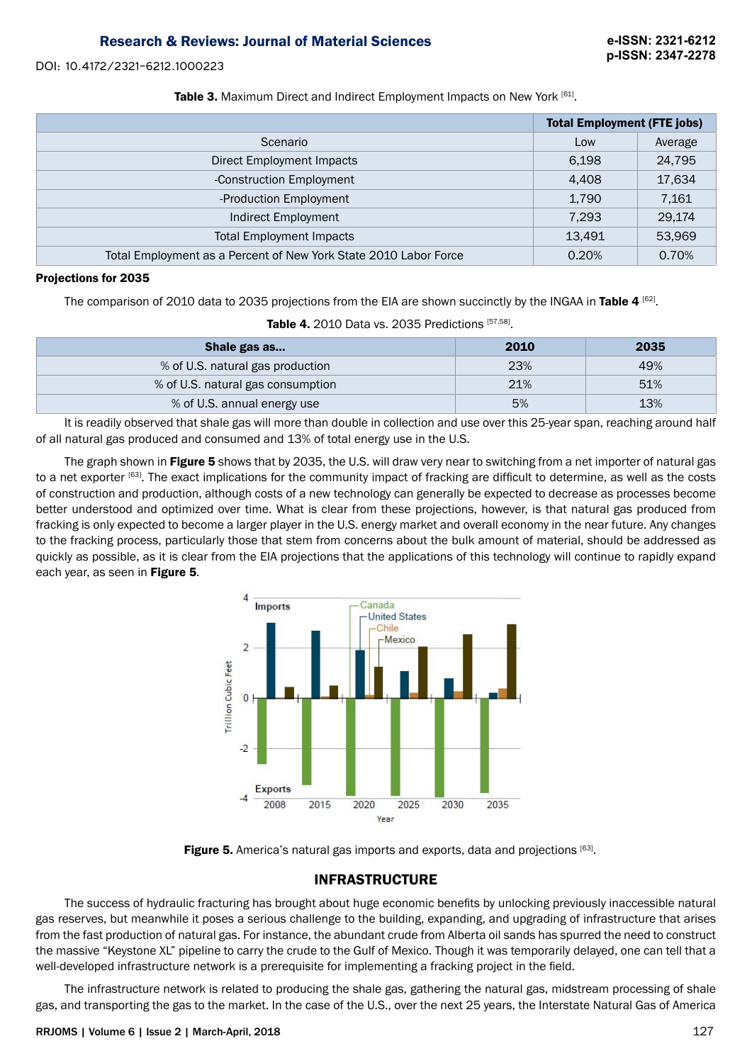**Table 3.** Maximum Direct and Indirect Employment Impacts on New York [61].

| | Total Employment (FTE jobs) | |
|---|---|---|
| Scenario | Low | Average |
| Direct Employment Impacts | 6,198 | 24,795 |
| -Construction Employment | 4,408 | 17,634 |
| -Production Employment | 1,790 | 7,161 |
| Indirect Employment | 7,293 | 29,174 |
| Total Employment Impacts | 13,491 | 53,969 |
| Total Employment as a Percent of New York State 2010 Labor Force | 0.20% | 0.70% |

**Projections for 2035**

The comparison of 2010 data to 2035 projections from the EIA are shown succinctly by the INGAA in **Table 4** [62].

**Table 4.** 2010 Data vs. 2035 Predictions [57,58].

| Shale gas as... | 2010 | 2035 |
|---|---|---|
| % of U.S. natural gas production | 23% | 49% |
| % of U.S. natural gas consumption | 21% | 51% |
| % of U.S. annual energy use | 5% | 13% |

It is readily observed that shale gas will more than double in collection and use over this 25-year span, reaching around half of all natural gas produced and consumed and 13% of total energy use in the U.S.

The graph shown in **Figure 5** shows that by 2035, the U.S. will draw very near to switching from a net importer of natural gas to a net exporter [63]. The exact implications for the community impact of fracking are difficult to determine, as well as the costs of construction and production, although costs of a new technology can generally be expected to decrease as processes become better understood and optimized over time. What is clear from these projections, however, is that natural gas produced from fracking is only expected to become a larger player in the U.S. energy market and overall economy in the near future. Any changes to the fracking process, particularly those that stem from concerns about the bulk amount of material, should be addressed as quickly as possible, as it is clear from the EIA projections that the applications of this technology will continue to rapidly expand each year, as seen in **Figure 5**.

**Figure 5.** America's natural gas imports and exports, data and projections [63].

## INFRASTRUCTURE

The success of hydraulic fracturing has brought about huge economic benefits by unlocking previously inaccessible natural gas reserves, but meanwhile it poses a serious challenge to the building, expanding, and upgrading of infrastructure that arises from the fast production of natural gas. For instance, the abundant crude from Alberta oil sands has spurred the need to construct the massive "Keystone XL" pipeline to carry the crude to the Gulf of Mexico. Though it was temporarily delayed, one can tell that a well-developed infrastructure network is a prerequisite for implementing a fracking project in the field.

The infrastructure network is related to producing the shale gas, gathering the natural gas, midstream processing of shale gas, and transporting the gas to the market. In the case of the U.S., over the next 25 years, the Interstate Natural Gas of America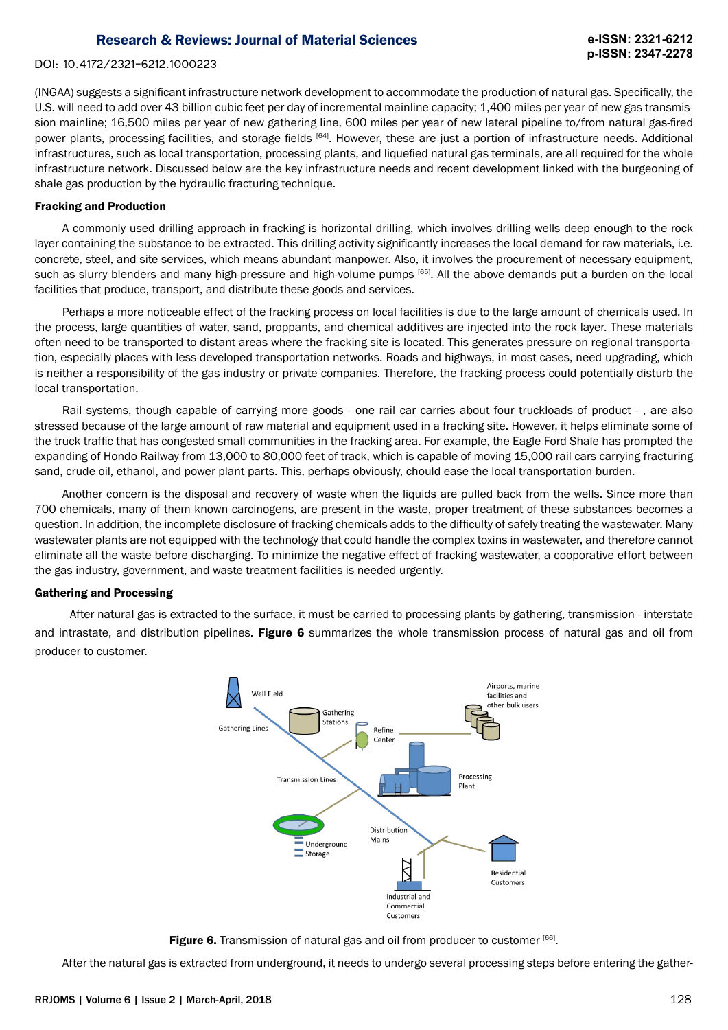(INGAA) suggests a significant infrastructure network development to accommodate the production of natural gas. Specifically, the U.S. will need to add over 43 billion cubic feet per day of incremental mainline capacity; 1,400 miles per year of new gas transmission mainline; 16,500 miles per year of new gathering line, 600 miles per year of new lateral pipeline to/from natural gas-fired power plants, processing facilities, and storage fields [64]. However, these are just a portion of infrastructure needs. Additional infrastructures, such as local transportation, processing plants, and liquefied natural gas terminals, are all required for the whole infrastructure network. Discussed below are the key infrastructure needs and recent development linked with the burgeoning of shale gas production by the hydraulic fracturing technique.

**Fracking and Production**

A commonly used drilling approach in fracking is horizontal drilling, which involves drilling wells deep enough to the rock layer containing the substance to be extracted. This drilling activity significantly increases the local demand for raw materials, i.e. concrete, steel, and site services, which means abundant manpower. Also, it involves the procurement of necessary equipment, such as slurry blenders and many high-pressure and high-volume pumps [65]. All the above demands put a burden on the local facilities that produce, transport, and distribute these goods and services.

Perhaps a more noticeable effect of the fracking process on local facilities is due to the large amount of chemicals used. In the process, large quantities of water, sand, proppants, and chemical additives are injected into the rock layer. These materials often need to be transported to distant areas where the fracking site is located. This generates pressure on regional transportation, especially places with less-developed transportation networks. Roads and highways, in most cases, need upgrading, which is neither a responsibility of the gas industry or private companies. Therefore, the fracking process could potentially disturb the local transportation.

Rail systems, though capable of carrying more goods - one rail car carries about four truckloads of product - , are also stressed because of the large amount of raw material and equipment used in a fracking site. However, it helps eliminate some of the truck traffic that has congested small communities in the fracking area. For example, the Eagle Ford Shale has prompted the expanding of Hondo Railway from 13,000 to 80,000 feet of track, which is capable of moving 15,000 rail cars carrying fracturing sand, crude oil, ethanol, and power plant parts. This, perhaps obviously, chould ease the local transportation burden.

Another concern is the disposal and recovery of waste when the liquids are pulled back from the wells. Since more than 700 chemicals, many of them known carcinogens, are present in the waste, proper treatment of these substances becomes a question. In addition, the incomplete disclosure of fracking chemicals adds to the difficulty of safely treating the wastewater. Many wastewater plants are not equipped with the technology that could handle the complex toxins in wastewater, and therefore cannot eliminate all the waste before discharging. To minimize the negative effect of fracking wastewater, a cooperative effort between the gas industry, government, and waste treatment facilities is needed urgently.

**Gathering and Processing**

After natural gas is extracted to the surface, it must be carried to processing plants by gathering, transmission - interstate and intrastate, and distribution pipelines. **Figure 6** summarizes the whole transmission process of natural gas and oil from producer to customer.

**Figure 6.** Transmission of natural gas and oil from producer to customer [66].

After the natural gas is extracted from underground, it needs to undergo several processing steps before entering the gather-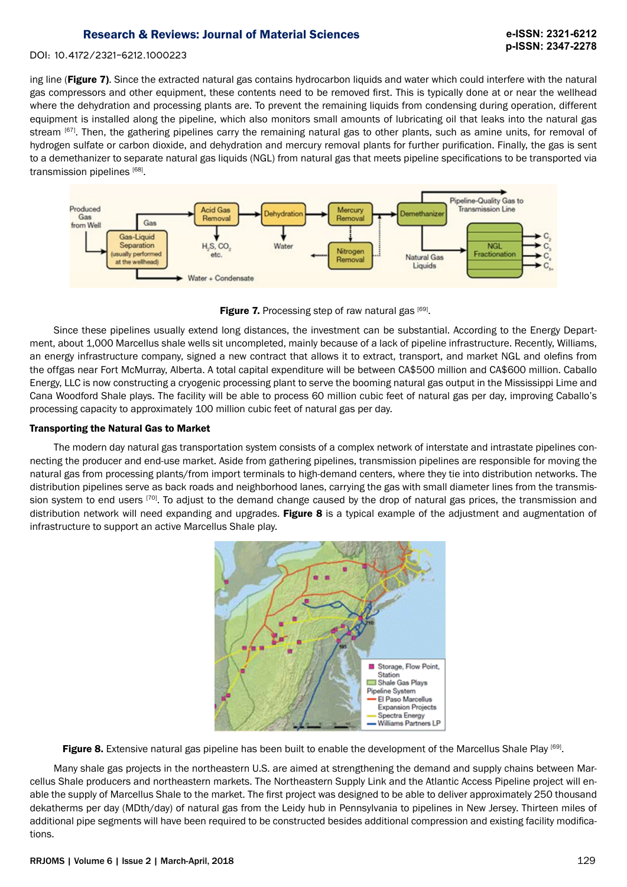ing line (**Figure 7**). Since the extracted natural gas contains hydrocarbon liquids and water which could interfere with the natural gas compressors and other equipment, these contents need to be removed first. This is typically done at or near the wellhead where the dehydration and processing plants are. To prevent the remaining liquids from condensing during operation, different equipment is installed along the pipeline, which also monitors small amounts of lubricating oil that leaks into the natural gas stream [67]. Then, the gathering pipelines carry the remaining natural gas to other plants, such as amine units, for removal of hydrogen sulfate or carbon dioxide, and dehydration and mercury removal plants for further purification. Finally, the gas is sent to a demethanizer to separate natural gas liquids (NGL) from natural gas that meets pipeline specifications to be transported via transmission pipelines [68].

**Figure 7.** Processing step of raw natural gas [69].

Since these pipelines usually extend long distances, the investment can be substantial. According to the Energy Department, about 1,000 Marcellus shale wells sit uncompleted, mainly because of a lack of pipeline infrastructure. Recently, Williams, an energy infrastructure company, signed a new contract that allows it to extract, transport, and market NGL and olefins from the offgas near Fort McMurray, Alberta. A total capital expenditure will be between CA$500 million and CA$600 million. Caballo Energy, LLC is now constructing a cryogenic processing plant to serve the booming natural gas output in the Mississippi Lime and Cana Woodford Shale plays. The facility will be able to process 60 million cubic feet of natural gas per day, improving Caballo's processing capacity to approximately 100 million cubic feet of natural gas per day.

**Transporting the Natural Gas to Market**

The modern day natural gas transportation system consists of a complex network of interstate and intrastate pipelines connecting the producer and end-use market. Aside from gathering pipelines, transmission pipelines are responsible for moving the natural gas from processing plants/from import terminals to high-demand centers, where they tie into distribution networks. The distribution pipelines serve as back roads and neighborhood lanes, carrying the gas with small diameter lines from the transmission system to end users [70]. To adjust to the demand change caused by the drop of natural gas prices, the transmission and distribution network will need expanding and upgrades. **Figure 8** is a typical example of the adjustment and augmentation of infrastructure to support an active Marcellus Shale play.

**Figure 8.** Extensive natural gas pipeline has been built to enable the development of the Marcellus Shale Play [69].

Many shale gas projects in the northeastern U.S. are aimed at strengthening the demand and supply chains between Marcellus Shale producers and northeastern markets. The Northeastern Supply Link and the Atlantic Access Pipeline project will enable the supply of Marcellus Shale to the market. The first project was designed to be able to deliver approximately 250 thousand dekatherms per day (MDth/day) of natural gas from the Leidy hub in Pennsylvania to pipelines in New Jersey. Thirteen miles of additional pipe segments will have been required to be constructed besides additional compression and existing facility modifications.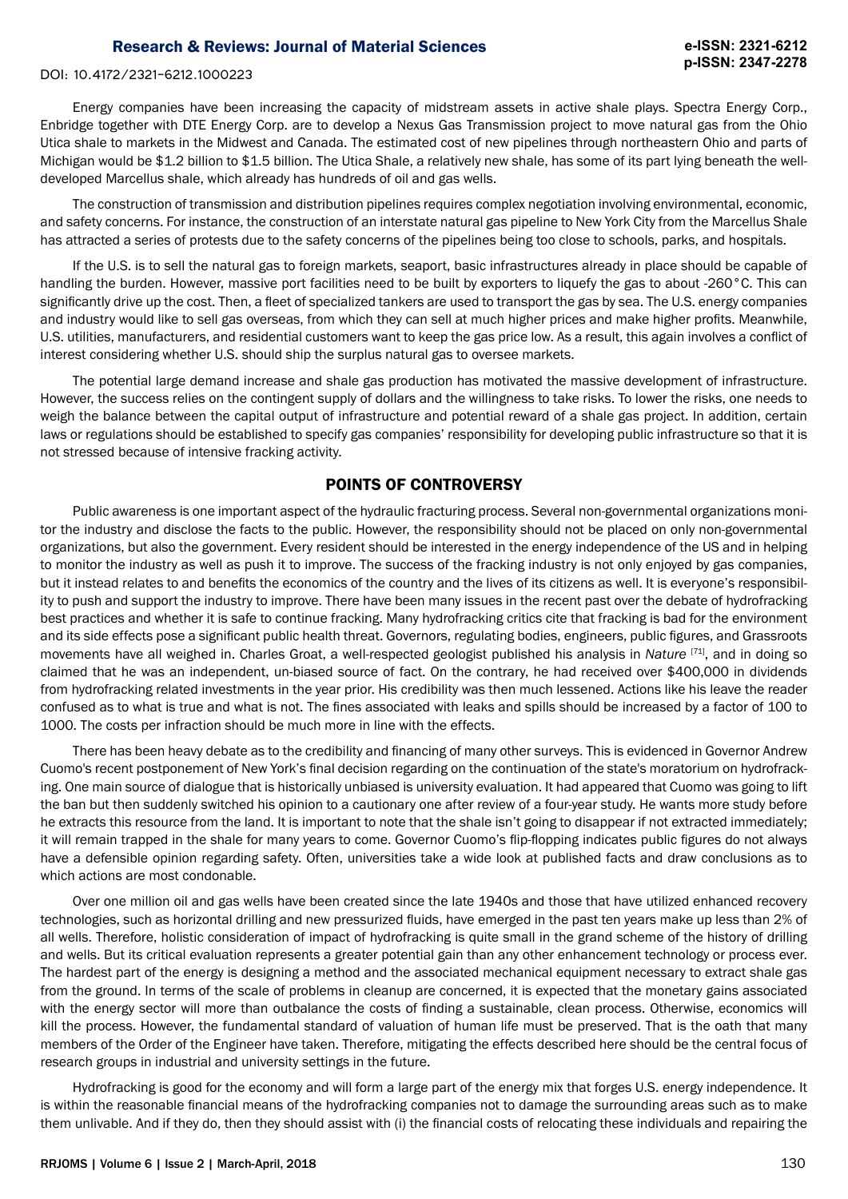Energy companies have been increasing the capacity of midstream assets in active shale plays. Spectra Energy Corp., Enbridge together with DTE Energy Corp. are to develop a Nexus Gas Transmission project to move natural gas from the Ohio Utica shale to markets in the Midwest and Canada. The estimated cost of new pipelines through northeastern Ohio and parts of Michigan would be $1.2 billion to $1.5 billion. The Utica Shale, a relatively new shale, has some of its part lying beneath the well-developed Marcellus shale, which already has hundreds of oil and gas wells.

The construction of transmission and distribution pipelines requires complex negotiation involving environmental, economic, and safety concerns. For instance, the construction of an interstate natural gas pipeline to New York City from the Marcellus Shale has attracted a series of protests due to the safety concerns of the pipelines being too close to schools, parks, and hospitals.

If the U.S. is to sell the natural gas to foreign markets, seaport, basic infrastructures already in place should be capable of handling the burden. However, massive port facilities need to be built by exporters to liquefy the gas to about -260°C. This can significantly drive up the cost. Then, a fleet of specialized tankers are used to transport the gas by sea. The U.S. energy companies and industry would like to sell gas overseas, from which they can sell at much higher prices and make higher profits. Meanwhile, U.S. utilities, manufacturers, and residential customers want to keep the gas price low. As a result, this again involves a conflict of interest considering whether U.S. should ship the surplus natural gas to oversee markets.

The potential large demand increase and shale gas production has motivated the massive development of infrastructure. However, the success relies on the contingent supply of dollars and the willingness to take risks. To lower the risks, one needs to weigh the balance between the capital output of infrastructure and potential reward of a shale gas project. In addition, certain laws or regulations should be established to specify gas companies' responsibility for developing public infrastructure so that it is not stressed because of intensive fracking activity.

## POINTS OF CONTROVERSY

Public awareness is one important aspect of the hydraulic fracturing process. Several non-governmental organizations monitor the industry and disclose the facts to the public. However, the responsibility should not be placed on only non-governmental organizations, but also the government. Every resident should be interested in the energy independence of the US and in helping to monitor the industry as well as push it to improve. The success of the fracking industry is not only enjoyed by gas companies, but it instead relates to and benefits the economics of the country and the lives of its citizens as well. It is everyone's responsibility to push and support the industry to improve. There have been many issues in the recent past over the debate of hydrofracking best practices and whether it is safe to continue fracking. Many hydrofracking critics cite that fracking is bad for the environment and its side effects pose a significant public health threat. Governors, regulating bodies, engineers, public figures, and Grassroots movements have all weighed in. Charles Groat, a well-respected geologist published his analysis in *Nature* [71], and in doing so claimed that he was an independent, un-biased source of fact. On the contrary, he had received over $400,000 in dividends from hydrofracking related investments in the year prior. His credibility was then much lessened. Actions like his leave the reader confused as to what is true and what is not. The fines associated with leaks and spills should be increased by a factor of 100 to 1000. The costs per infraction should be much more in line with the effects.

There has been heavy debate as to the credibility and financing of many other surveys. This is evidenced in Governor Andrew Cuomo's recent postponement of New York's final decision regarding on the continuation of the state's moratorium on hydrofracking. One main source of dialogue that is historically unbiased is university evaluation. It had appeared that Cuomo was going to lift the ban but then suddenly switched his opinion to a cautionary one after review of a four-year study. He wants more study before he extracts this resource from the land. It is important to note that the shale isn't going to disappear if not extracted immediately; it will remain trapped in the shale for many years to come. Governor Cuomo's flip-flopping indicates public figures do not always have a defensible opinion regarding safety. Often, universities take a wide look at published facts and draw conclusions as to which actions are most condonable.

Over one million oil and gas wells have been created since the late 1940s and those that have utilized enhanced recovery technologies, such as horizontal drilling and new pressurized fluids, have emerged in the past ten years make up less than 2% of all wells. Therefore, holistic consideration of impact of hydrofracking is quite small in the grand scheme of the history of drilling and wells. But its critical evaluation represents a greater potential gain than any other enhancement technology or process ever. The hardest part of the energy is designing a method and the associated mechanical equipment necessary to extract shale gas from the ground. In terms of the scale of problems in cleanup are concerned, it is expected that the monetary gains associated with the energy sector will more than outbalance the costs of finding a sustainable, clean process. Otherwise, economics will kill the process. However, the fundamental standard of valuation of human life must be preserved. That is the oath that many members of the Order of the Engineer have taken. Therefore, mitigating the effects described here should be the central focus of research groups in industrial and university settings in the future.

Hydrofracking is good for the economy and will form a large part of the energy mix that forges U.S. energy independence. It is within the reasonable financial means of the hydrofracking companies not to damage the surrounding areas such as to make them unlivable. And if they do, then they should assist with (i) the financial costs of relocating these individuals and repairing the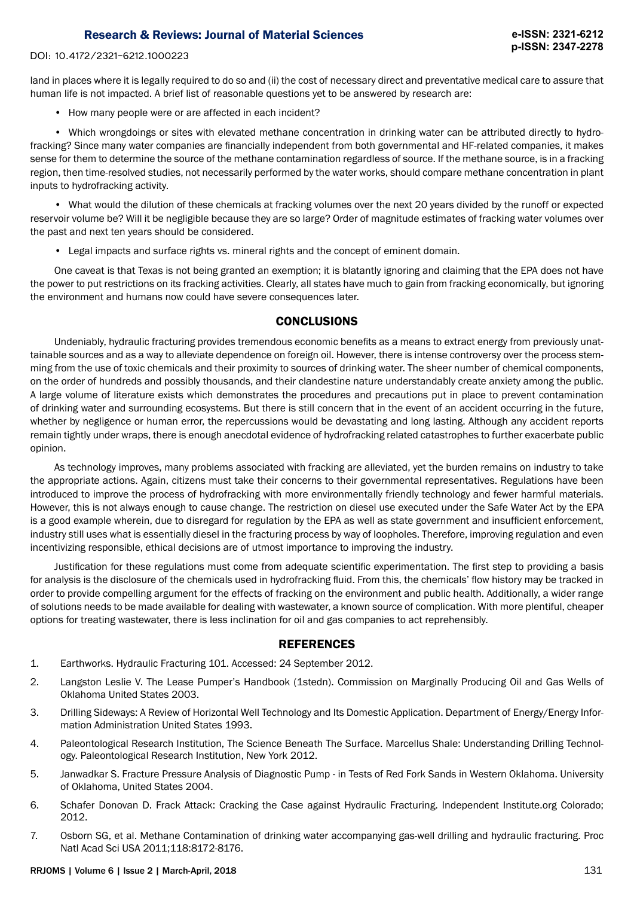land in places where it is legally required to do so and (ii) the cost of necessary direct and preventative medical care to assure that human life is not impacted. A brief list of reasonable questions yet to be answered by research are:

- How many people were or are affected in each incident?
- Which wrongdoings or sites with elevated methane concentration in drinking water can be attributed directly to hydrofracking? Since many water companies are financially independent from both governmental and HF-related companies, it makes sense for them to determine the source of the methane contamination regardless of source. If the methane source, is in a fracking region, then time-resolved studies, not necessarily performed by the water works, should compare methane concentration in plant inputs to hydrofracking activity.
- What would the dilution of these chemicals at fracking volumes over the next 20 years divided by the runoff or expected reservoir volume be? Will it be negligible because they are so large? Order of magnitude estimates of fracking water volumes over the past and next ten years should be considered.
- Legal impacts and surface rights vs. mineral rights and the concept of eminent domain.

One caveat is that Texas is not being granted an exemption; it is blatantly ignoring and claiming that the EPA does not have the power to put restrictions on its fracking activities. Clearly, all states have much to gain from fracking economically, but ignoring the environment and humans now could have severe consequences later.

## CONCLUSIONS

Undeniably, hydraulic fracturing provides tremendous economic benefits as a means to extract energy from previously unattainable sources and as a way to alleviate dependence on foreign oil. However, there is intense controversy over the process stemming from the use of toxic chemicals and their proximity to sources of drinking water. The sheer number of chemical components, on the order of hundreds and possibly thousands, and their clandestine nature understandably create anxiety among the public. A large volume of literature exists which demonstrates the procedures and precautions put in place to prevent contamination of drinking water and surrounding ecosystems. But there is still concern that in the event of an accident occurring in the future, whether by negligence or human error, the repercussions would be devastating and long lasting. Although any accident reports remain tightly under wraps, there is enough anecdotal evidence of hydrofracking related catastrophes to further exacerbate public opinion.

As technology improves, many problems associated with fracking are alleviated, yet the burden remains on industry to take the appropriate actions. Again, citizens must take their concerns to their governmental representatives. Regulations have been introduced to improve the process of hydrofracking with more environmentally friendly technology and fewer harmful materials. However, this is not always enough to cause change. The restriction on diesel use executed under the Safe Water Act by the EPA is a good example wherein, due to disregard for regulation by the EPA as well as state government and insufficient enforcement, industry still uses what is essentially diesel in the fracturing process by way of loopholes. Therefore, improving regulation and even incentivizing responsible, ethical decisions are of utmost importance to improving the industry.

Justification for these regulations must come from adequate scientific experimentation. The first step to providing a basis for analysis is the disclosure of the chemicals used in hydrofracking fluid. From this, the chemicals' flow history may be tracked in order to provide compelling argument for the effects of fracking on the environment and public health. Additionally, a wider range of solutions needs to be made available for dealing with wastewater, a known source of complication. With more plentiful, cheaper options for treating wastewater, there is less inclination for oil and gas companies to act reprehensibly.

## REFERENCES

1. Earthworks. Hydraulic Fracturing 101. Accessed: 24 September 2012.
2. Langston Leslie V. The Lease Pumper's Handbook (1stedn). Commission on Marginally Producing Oil and Gas Wells of Oklahoma United States 2003.
3. Drilling Sideways: A Review of Horizontal Well Technology and Its Domestic Application. Department of Energy/Energy Information Administration United States 1993.
4. Paleontological Research Institution, The Science Beneath The Surface. Marcellus Shale: Understanding Drilling Technology. Paleontological Research Institution, New York 2012.
5. Janwadkar S. Fracture Pressure Analysis of Diagnostic Pump - in Tests of Red Fork Sands in Western Oklahoma. University of Oklahoma, United States 2004.
6. Schafer Donovan D. Frack Attack: Cracking the Case against Hydraulic Fracturing. Independent Institute.org Colorado; 2012.
7. Osborn SG, et al. Methane Contamination of drinking water accompanying gas-well drilling and hydraulic fracturing. Proc Natl Acad Sci USA 2011;118:8172-8176.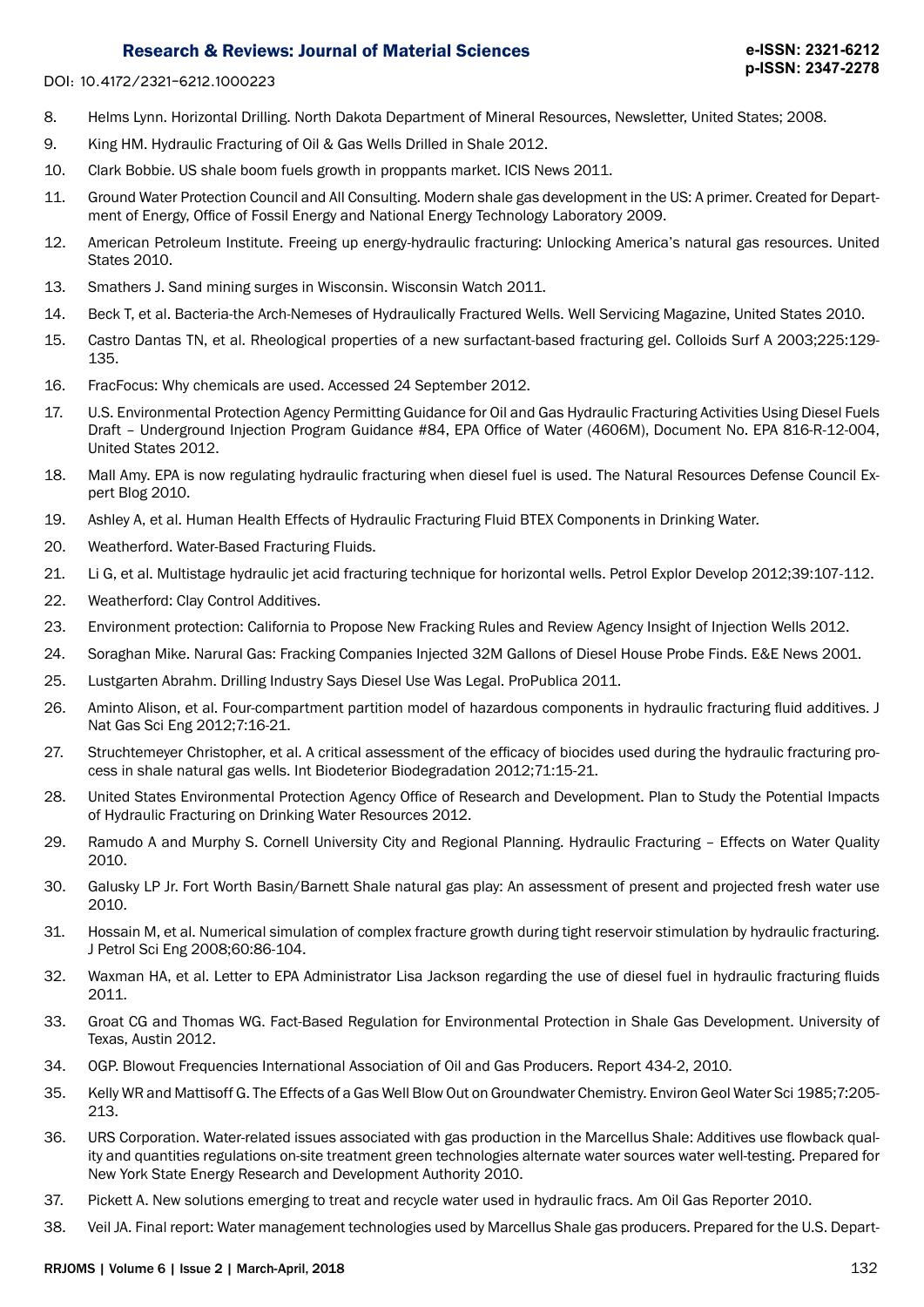8. Helms Lynn. Horizontal Drilling. North Dakota Department of Mineral Resources, Newsletter, United States; 2008.
9. King HM. Hydraulic Fracturing of Oil & Gas Wells Drilled in Shale 2012.
10. Clark Bobbie. US shale boom fuels growth in proppants market. ICIS News 2011.
11. Ground Water Protection Council and All Consulting. Modern shale gas development in the US: A primer. Created for Department of Energy, Office of Fossil Energy and National Energy Technology Laboratory 2009.
12. American Petroleum Institute. Freeing up energy-hydraulic fracturing: Unlocking America's natural gas resources. United States 2010.
13. Smathers J. Sand mining surges in Wisconsin. Wisconsin Watch 2011.
14. Beck T, et al. Bacteria-the Arch-Nemeses of Hydraulically Fractured Wells. Well Servicing Magazine, United States 2010.
15. Castro Dantas TN, et al. Rheological properties of a new surfactant-based fracturing gel. Colloids Surf A 2003;225:129-135.
16. FracFocus: Why chemicals are used. Accessed 24 September 2012.
17. U.S. Environmental Protection Agency Permitting Guidance for Oil and Gas Hydraulic Fracturing Activities Using Diesel Fuels Draft – Underground Injection Program Guidance #84, EPA Office of Water (4606M), Document No. EPA 816-R-12-004, United States 2012.
18. Mall Amy. EPA is now regulating hydraulic fracturing when diesel fuel is used. The Natural Resources Defense Council Expert Blog 2010.
19. Ashley A, et al. Human Health Effects of Hydraulic Fracturing Fluid BTEX Components in Drinking Water.
20. Weatherford. Water-Based Fracturing Fluids.
21. Li G, et al. Multistage hydraulic jet acid fracturing technique for horizontal wells. Petrol Explor Develop 2012;39:107-112.
22. Weatherford: Clay Control Additives.
23. Environment protection: California to Propose New Fracking Rules and Review Agency Insight of Injection Wells 2012.
24. Soraghan Mike. Narural Gas: Fracking Companies Injected 32M Gallons of Diesel House Probe Finds. E&E News 2001.
25. Lustgarten Abrahm. Drilling Industry Says Diesel Use Was Legal. ProPublica 2011.
26. Aminto Alison, et al. Four-compartment partition model of hazardous components in hydraulic fracturing fluid additives. J Nat Gas Sci Eng 2012;7:16-21.
27. Struchtemeyer Christopher, et al. A critical assessment of the efficacy of biocides used during the hydraulic fracturing process in shale natural gas wells. Int Biodeterior Biodegradation 2012;71:15-21.
28. United States Environmental Protection Agency Office of Research and Development. Plan to Study the Potential Impacts of Hydraulic Fracturing on Drinking Water Resources 2012.
29. Ramudo A and Murphy S. Cornell University City and Regional Planning. Hydraulic Fracturing – Effects on Water Quality 2010.
30. Galusky LP Jr. Fort Worth Basin/Barnett Shale natural gas play: An assessment of present and projected fresh water use 2010.
31. Hossain M, et al. Numerical simulation of complex fracture growth during tight reservoir stimulation by hydraulic fracturing. J Petrol Sci Eng 2008;60:86-104.
32. Waxman HA, et al. Letter to EPA Administrator Lisa Jackson regarding the use of diesel fuel in hydraulic fracturing fluids 2011.
33. Groat CG and Thomas WG. Fact-Based Regulation for Environmental Protection in Shale Gas Development. University of Texas, Austin 2012.
34. OGP. Blowout Frequencies International Association of Oil and Gas Producers. Report 434-2, 2010.
35. Kelly WR and Mattisoff G. The Effects of a Gas Well Blow Out on Groundwater Chemistry. Environ Geol Water Sci 1985;7:205-213.
36. URS Corporation. Water-related issues associated with gas production in the Marcellus Shale: Additives use flowback quality and quantities regulations on-site treatment green technologies alternate water sources water well-testing. Prepared for New York State Energy Research and Development Authority 2010.
37. Pickett A. New solutions emerging to treat and recycle water used in hydraulic fracs. Am Oil Gas Reporter 2010.
38. Veil JA. Final report: Water management technologies used by Marcellus Shale gas producers. Prepared for the U.S. Depart-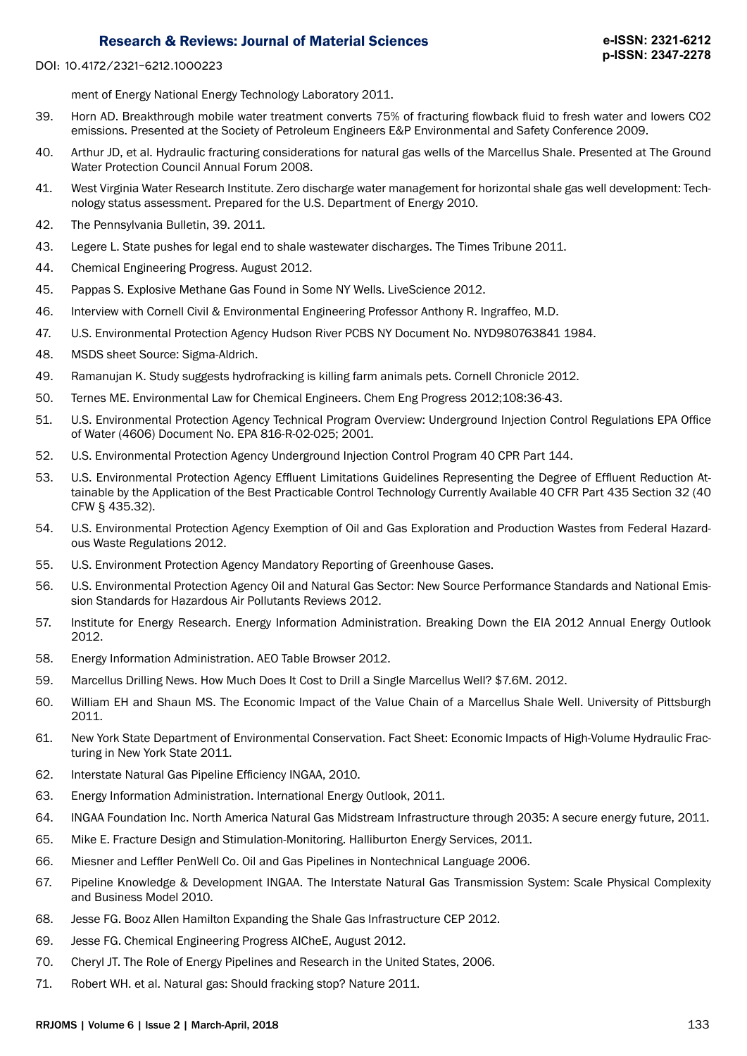ment of Energy National Energy Technology Laboratory 2011.

39. Horn AD. Breakthrough mobile water treatment converts 75% of fracturing flowback fluid to fresh water and lowers CO2 emissions. Presented at the Society of Petroleum Engineers E&P Environmental and Safety Conference 2009.

40. Arthur JD, et al. Hydraulic fracturing considerations for natural gas wells of the Marcellus Shale. Presented at The Ground Water Protection Council Annual Forum 2008.

41. West Virginia Water Research Institute. Zero discharge water management for horizontal shale gas well development: Technology status assessment. Prepared for the U.S. Department of Energy 2010.

42. The Pennsylvania Bulletin, 39. 2011.

43. Legere L. State pushes for legal end to shale wastewater discharges. The Times Tribune 2011.

44. Chemical Engineering Progress. August 2012.

45. Pappas S. Explosive Methane Gas Found in Some NY Wells. LiveScience 2012.

46. Interview with Cornell Civil & Environmental Engineering Professor Anthony R. Ingraffeo, M.D.

47. U.S. Environmental Protection Agency Hudson River PCBS NY Document No. NYD980763841 1984.

48. MSDS sheet Source: Sigma-Aldrich.

49. Ramanujan K. Study suggests hydrofracking is killing farm animals pets. Cornell Chronicle 2012.

50. Ternes ME. Environmental Law for Chemical Engineers. Chem Eng Progress 2012;108:36-43.

51. U.S. Environmental Protection Agency Technical Program Overview: Underground Injection Control Regulations EPA Office of Water (4606) Document No. EPA 816-R-02-025; 2001.

52. U.S. Environmental Protection Agency Underground Injection Control Program 40 CPR Part 144.

53. U.S. Environmental Protection Agency Effluent Limitations Guidelines Representing the Degree of Effluent Reduction Attainable by the Application of the Best Practicable Control Technology Currently Available 40 CFR Part 435 Section 32 (40 CFW § 435.32).

54. U.S. Environmental Protection Agency Exemption of Oil and Gas Exploration and Production Wastes from Federal Hazardous Waste Regulations 2012.

55. U.S. Environment Protection Agency Mandatory Reporting of Greenhouse Gases.

56. U.S. Environmental Protection Agency Oil and Natural Gas Sector: New Source Performance Standards and National Emission Standards for Hazardous Air Pollutants Reviews 2012.

57. Institute for Energy Research. Energy Information Administration. Breaking Down the EIA 2012 Annual Energy Outlook 2012.

58. Energy Information Administration. AEO Table Browser 2012.

59. Marcellus Drilling News. How Much Does It Cost to Drill a Single Marcellus Well? $7.6M. 2012.

60. William EH and Shaun MS. The Economic Impact of the Value Chain of a Marcellus Shale Well. University of Pittsburgh 2011.

61. New York State Department of Environmental Conservation. Fact Sheet: Economic Impacts of High-Volume Hydraulic Fracturing in New York State 2011.

62. Interstate Natural Gas Pipeline Efficiency INGAA, 2010.

63. Energy Information Administration. International Energy Outlook, 2011.

64. INGAA Foundation Inc. North America Natural Gas Midstream Infrastructure through 2035: A secure energy future, 2011.

65. Mike E. Fracture Design and Stimulation-Monitoring. Halliburton Energy Services, 2011.

66. Miesner and Leffler PenWell Co. Oil and Gas Pipelines in Nontechnical Language 2006.

67. Pipeline Knowledge & Development INGAA. The Interstate Natural Gas Transmission System: Scale Physical Complexity and Business Model 2010.

68. Jesse FG. Booz Allen Hamilton Expanding the Shale Gas Infrastructure CEP 2012.

69. Jesse FG. Chemical Engineering Progress AICheE, August 2012.

70. Cheryl JT. The Role of Energy Pipelines and Research in the United States, 2006.

71. Robert WH. et al. Natural gas: Should fracking stop? Nature 2011.